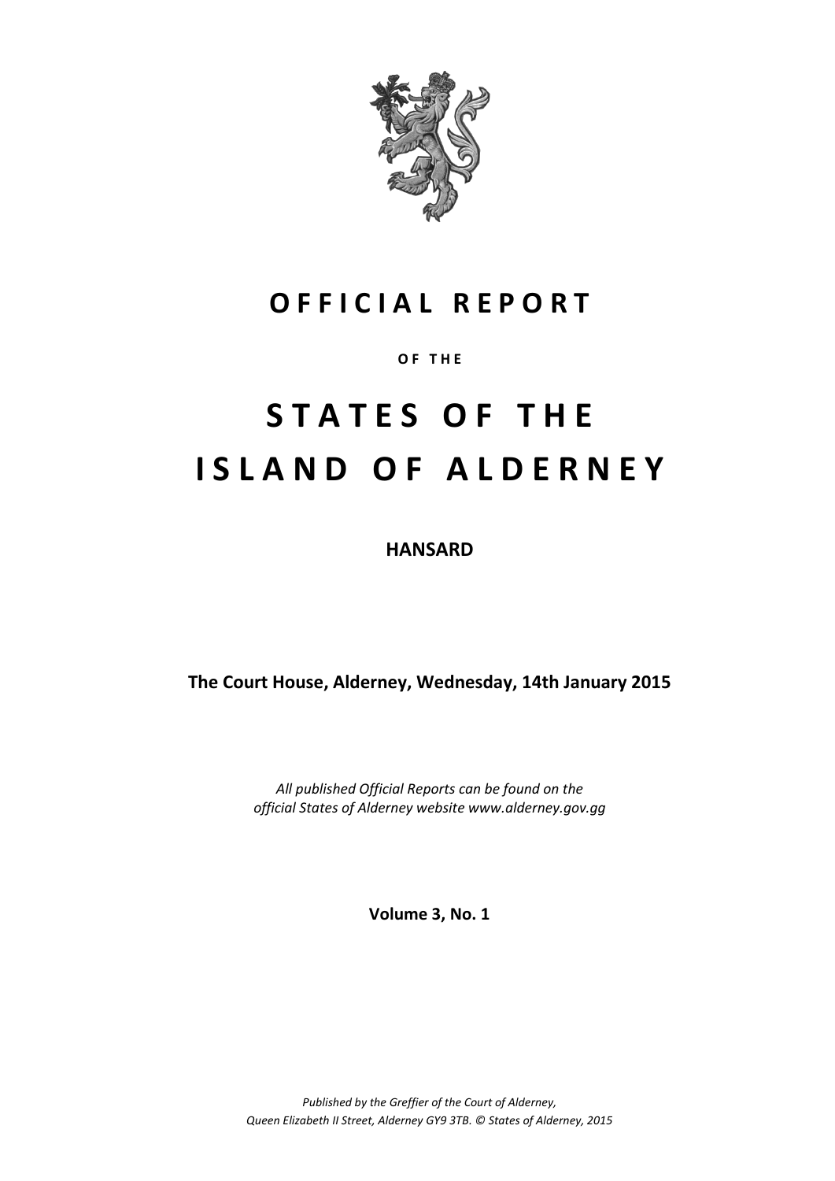# OFFICIAL REPORT

OF THE

# STATES OF THE ISLAND OF ALDERNEY

**HANSARD**

**The Court House, Alderney, Wednesday, 14th January 2015**

*All published Official Reports can be found on the official States of Alderney website www.alderney.gov.gg*

**Volume 3, No. 1**

*Published by the Greffier of the Court of Alderney, Queen Elizabeth II Street, Alderney GY9 3TB. © States of Alderney, 2015*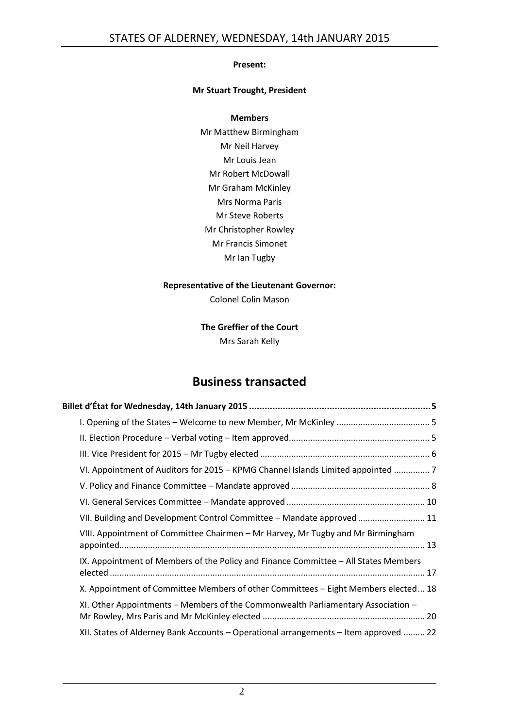**Present:**

**Mr Stuart Trought, President**

**Members**

Mr Matthew Birmingham
Mr Neil Harvey
Mr Louis Jean
Mr Robert McDowall
Mr Graham McKinley
Mrs Norma Paris
Mr Steve Roberts
Mr Christopher Rowley
Mr Francis Simonet
Mr Ian Tugby

**Representative of the Lieutenant Governor:**

Colonel Colin Mason

**The Greffier of the Court**

Mrs Sarah Kelly

## Business transacted

**Billet d'État for Wednesday, 14th January 2015 .......................................................................5**

I. Opening of the States – Welcome to new Member, Mr McKinley ....................................... 5

II. Election Procedure – Verbal voting – Item approved........................................................... 5

III. Vice President for 2015 – Mr Tugby elected ...................................................................... 6

VI. Appointment of Auditors for 2015 – KPMG Channel Islands Limited appointed ............... 7

V. Policy and Finance Committee – Mandate approved .......................................................... 8

VI. General Services Committee – Mandate approved .......................................................... 10

VII. Building and Development Control Committee – Mandate approved ............................ 11

VIII. Appointment of Committee Chairmen – Mr Harvey, Mr Tugby and Mr Birmingham appointed.............................................................................................................................. 13

IX. Appointment of Members of the Policy and Finance Committee – All States Members elected .................................................................................................................................. 17

X. Appointment of Committee Members of other Committees – Eight Members elected... 18

XI. Other Appointments – Members of the Commonwealth Parliamentary Association – Mr Rowley, Mrs Paris and Mr McKinley elected .................................................................... 20

XII. States of Alderney Bank Accounts – Operational arrangements – Item approved ......... 22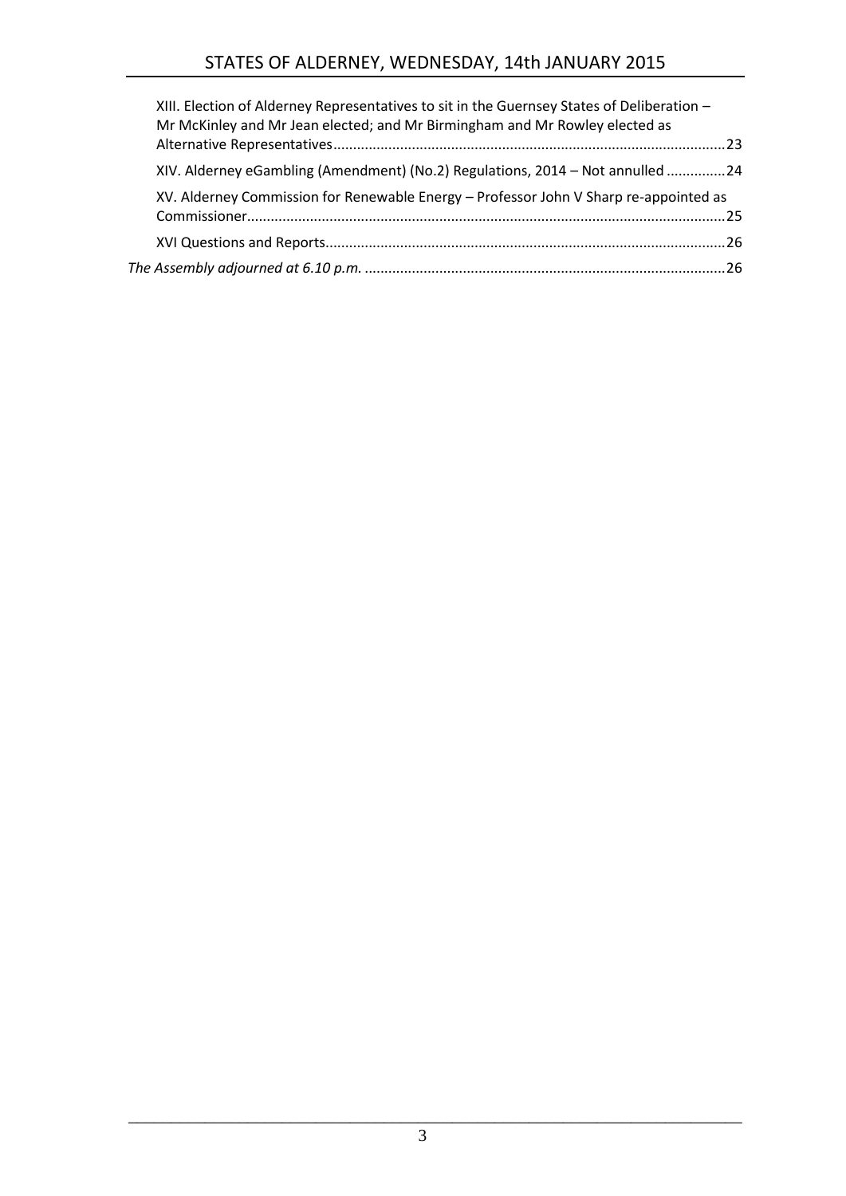XIII. Election of Alderney Representatives to sit in the Guernsey States of Deliberation – Mr McKinley and Mr Jean elected; and Mr Birmingham and Mr Rowley elected as Alternative Representatives....................................................................................................23

XIV. Alderney eGambling (Amendment) (No.2) Regulations, 2014 – Not annulled ...............24

XV. Alderney Commission for Renewable Energy – Professor John V Sharp re-appointed as Commissioner.........................................................................................................................25

XVI Questions and Reports.....................................................................................................26

*The Assembly adjourned at 6.10 p.m.* ...........................................................................................26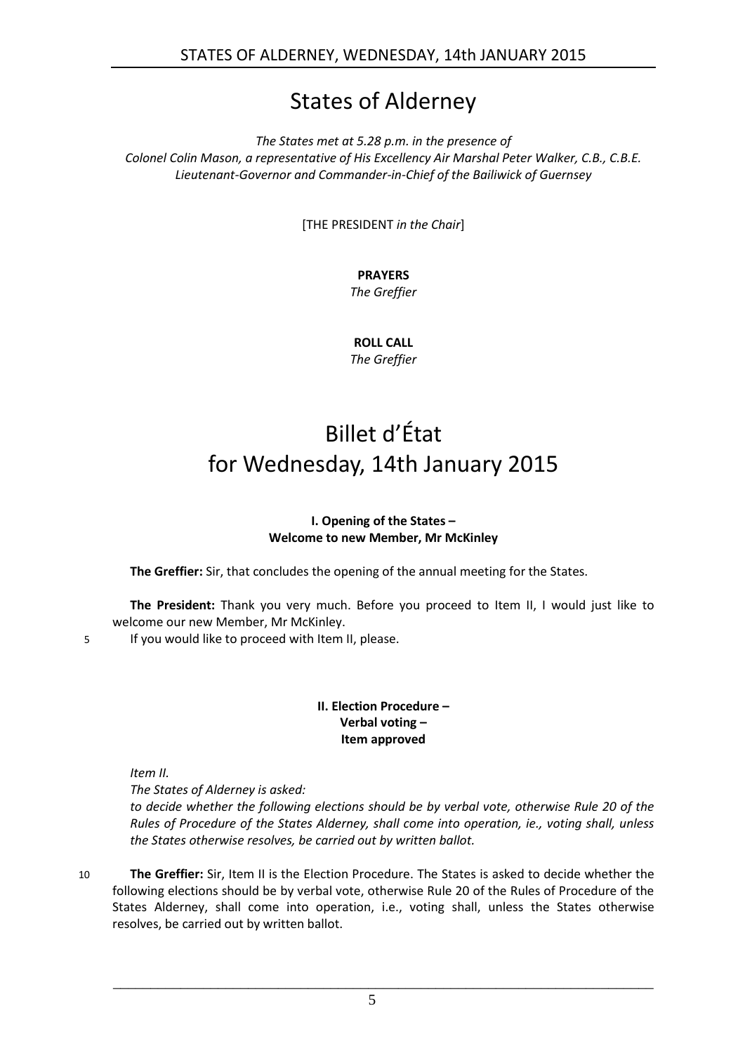# States of Alderney

*The States met at 5.28 p.m. in the presence of*
*Colonel Colin Mason, a representative of His Excellency Air Marshal Peter Walker, C.B., C.B.E.*
*Lieutenant-Governor and Commander-in-Chief of the Bailiwick of Guernsey*

[THE PRESIDENT *in the Chair*]

**PRAYERS**
*The Greffier*

**ROLL CALL**
*The Greffier*

# Billet d'État for Wednesday, 14th January 2015

**I. Opening of the States –**
**Welcome to new Member, Mr McKinley**

**The Greffier:** Sir, that concludes the opening of the annual meeting for the States.

**The President:** Thank you very much. Before you proceed to Item II, I would just like to welcome our new Member, Mr McKinley.

5 If you would like to proceed with Item II, please.

**II. Election Procedure –**
**Verbal voting –**
**Item approved**

*Item II.*
*The States of Alderney is asked:*
*to decide whether the following elections should be by verbal vote, otherwise Rule 20 of the Rules of Procedure of the States Alderney, shall come into operation, ie., voting shall, unless the States otherwise resolves, be carried out by written ballot.*

10 **The Greffier:** Sir, Item II is the Election Procedure. The States is asked to decide whether the following elections should be by verbal vote, otherwise Rule 20 of the Rules of Procedure of the States Alderney, shall come into operation, i.e., voting shall, unless the States otherwise resolves, be carried out by written ballot.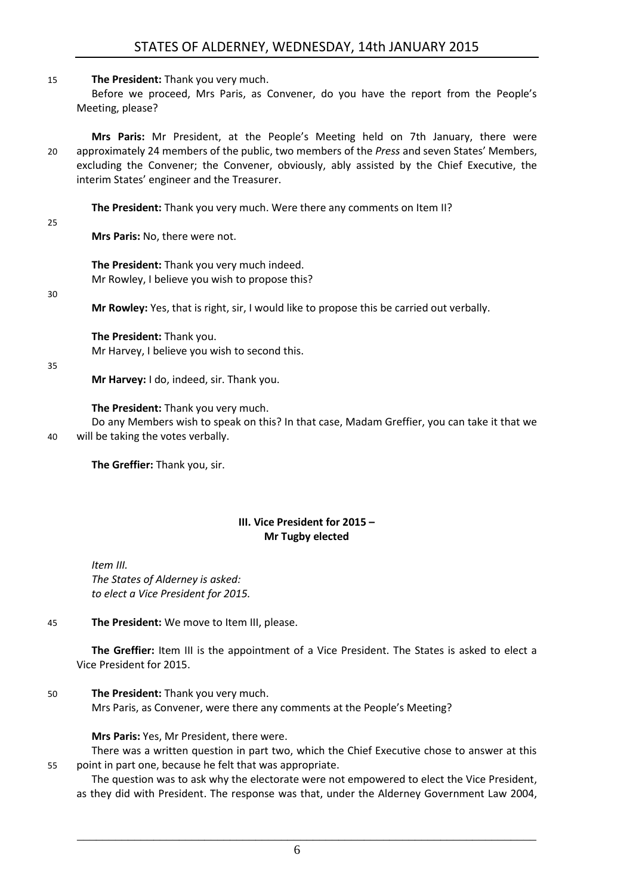**The President:** Thank you very much.

Before we proceed, Mrs Paris, as Convener, do you have the report from the People's Meeting, please?

**Mrs Paris:** Mr President, at the People's Meeting held on 7th January, there were approximately 24 members of the public, two members of the *Press* and seven States' Members, excluding the Convener; the Convener, obviously, ably assisted by the Chief Executive, the interim States' engineer and the Treasurer.

**The President:** Thank you very much. Were there any comments on Item II?

**Mrs Paris:** No, there were not.

**The President:** Thank you very much indeed.

Mr Rowley, I believe you wish to propose this?

**Mr Rowley:** Yes, that is right, sir, I would like to propose this be carried out verbally.

**The President:** Thank you.

Mr Harvey, I believe you wish to second this.

**Mr Harvey:** I do, indeed, sir. Thank you.

**The President:** Thank you very much.

Do any Members wish to speak on this? In that case, Madam Greffier, you can take it that we will be taking the votes verbally.

**The Greffier:** Thank you, sir.

### III. Vice President for 2015 – Mr Tugby elected

*Item III.*
*The States of Alderney is asked:*
*to elect a Vice President for 2015.*

**The President:** We move to Item III, please.

**The Greffier:** Item III is the appointment of a Vice President. The States is asked to elect a Vice President for 2015.

**The President:** Thank you very much.

Mrs Paris, as Convener, were there any comments at the People's Meeting?

**Mrs Paris:** Yes, Mr President, there were.

There was a written question in part two, which the Chief Executive chose to answer at this point in part one, because he felt that was appropriate.

The question was to ask why the electorate were not empowered to elect the Vice President, as they did with President. The response was that, under the Alderney Government Law 2004,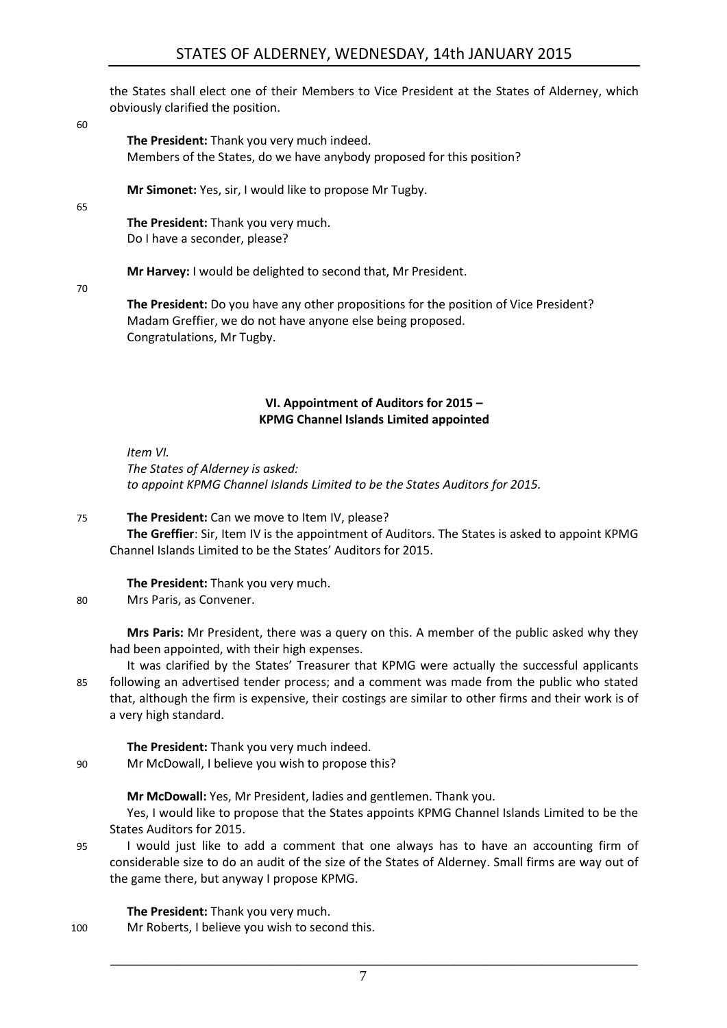the States shall elect one of their Members to Vice President at the States of Alderney, which obviously clarified the position.

**The President:** Thank you very much indeed.
Members of the States, do we have anybody proposed for this position?

**Mr Simonet:** Yes, sir, I would like to propose Mr Tugby.

**The President:** Thank you very much.
Do I have a seconder, please?

**Mr Harvey:** I would be delighted to second that, Mr President.

**The President:** Do you have any other propositions for the position of Vice President?
Madam Greffier, we do not have anyone else being proposed.
Congratulations, Mr Tugby.

## VI. Appointment of Auditors for 2015 – KPMG Channel Islands Limited appointed

*Item VI.*
*The States of Alderney is asked:*
*to appoint KPMG Channel Islands Limited to be the States Auditors for 2015.*

**The President:** Can we move to Item IV, please?

**The Greffier**: Sir, Item IV is the appointment of Auditors. The States is asked to appoint KPMG Channel Islands Limited to be the States' Auditors for 2015.

**The President:** Thank you very much.
Mrs Paris, as Convener.

**Mrs Paris:** Mr President, there was a query on this. A member of the public asked why they had been appointed, with their high expenses.

It was clarified by the States' Treasurer that KPMG were actually the successful applicants following an advertised tender process; and a comment was made from the public who stated that, although the firm is expensive, their costings are similar to other firms and their work is of a very high standard.

**The President:** Thank you very much indeed.
Mr McDowall, I believe you wish to propose this?

**Mr McDowall:** Yes, Mr President, ladies and gentlemen. Thank you.

Yes, I would like to propose that the States appoints KPMG Channel Islands Limited to be the States Auditors for 2015.

I would just like to add a comment that one always has to have an accounting firm of considerable size to do an audit of the size of the States of Alderney. Small firms are way out of the game there, but anyway I propose KPMG.

**The President:** Thank you very much.
Mr Roberts, I believe you wish to second this.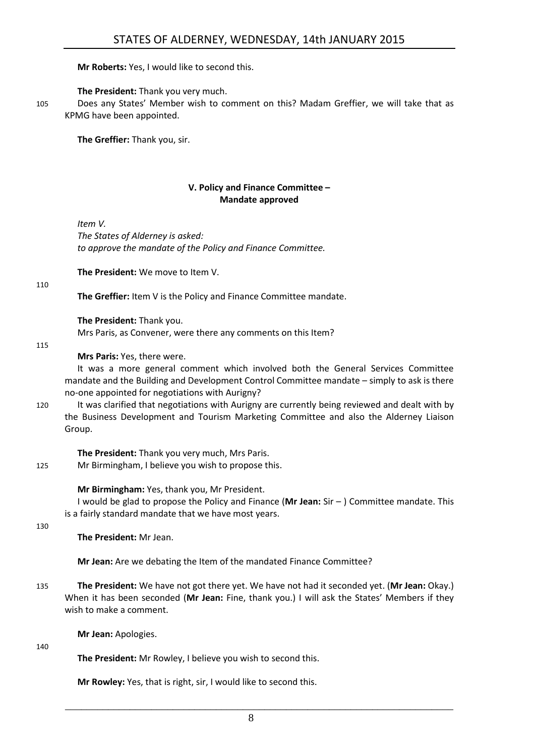**Mr Roberts:** Yes, I would like to second this.

**The President:** Thank you very much.

Does any States' Member wish to comment on this? Madam Greffier, we will take that as KPMG have been appointed.

**The Greffier:** Thank you, sir.

## V. Policy and Finance Committee – Mandate approved

*Item V.*
*The States of Alderney is asked:*
*to approve the mandate of the Policy and Finance Committee.*

**The President:** We move to Item V.

**The Greffier:** Item V is the Policy and Finance Committee mandate.

**The President:** Thank you.

Mrs Paris, as Convener, were there any comments on this Item?

**Mrs Paris:** Yes, there were.

It was a more general comment which involved both the General Services Committee mandate and the Building and Development Control Committee mandate – simply to ask is there no-one appointed for negotiations with Aurigny?

It was clarified that negotiations with Aurigny are currently being reviewed and dealt with by the Business Development and Tourism Marketing Committee and also the Alderney Liaison Group.

**The President:** Thank you very much, Mrs Paris.

Mr Birmingham, I believe you wish to propose this.

**Mr Birmingham:** Yes, thank you, Mr President.

I would be glad to propose the Policy and Finance (**Mr Jean:** Sir – ) Committee mandate. This is a fairly standard mandate that we have most years.

**The President:** Mr Jean.

**Mr Jean:** Are we debating the Item of the mandated Finance Committee?

**The President:** We have not got there yet. We have not had it seconded yet. (**Mr Jean:** Okay.) When it has been seconded (**Mr Jean:** Fine, thank you.) I will ask the States' Members if they wish to make a comment.

**Mr Jean:** Apologies.

**The President:** Mr Rowley, I believe you wish to second this.

**Mr Rowley:** Yes, that is right, sir, I would like to second this.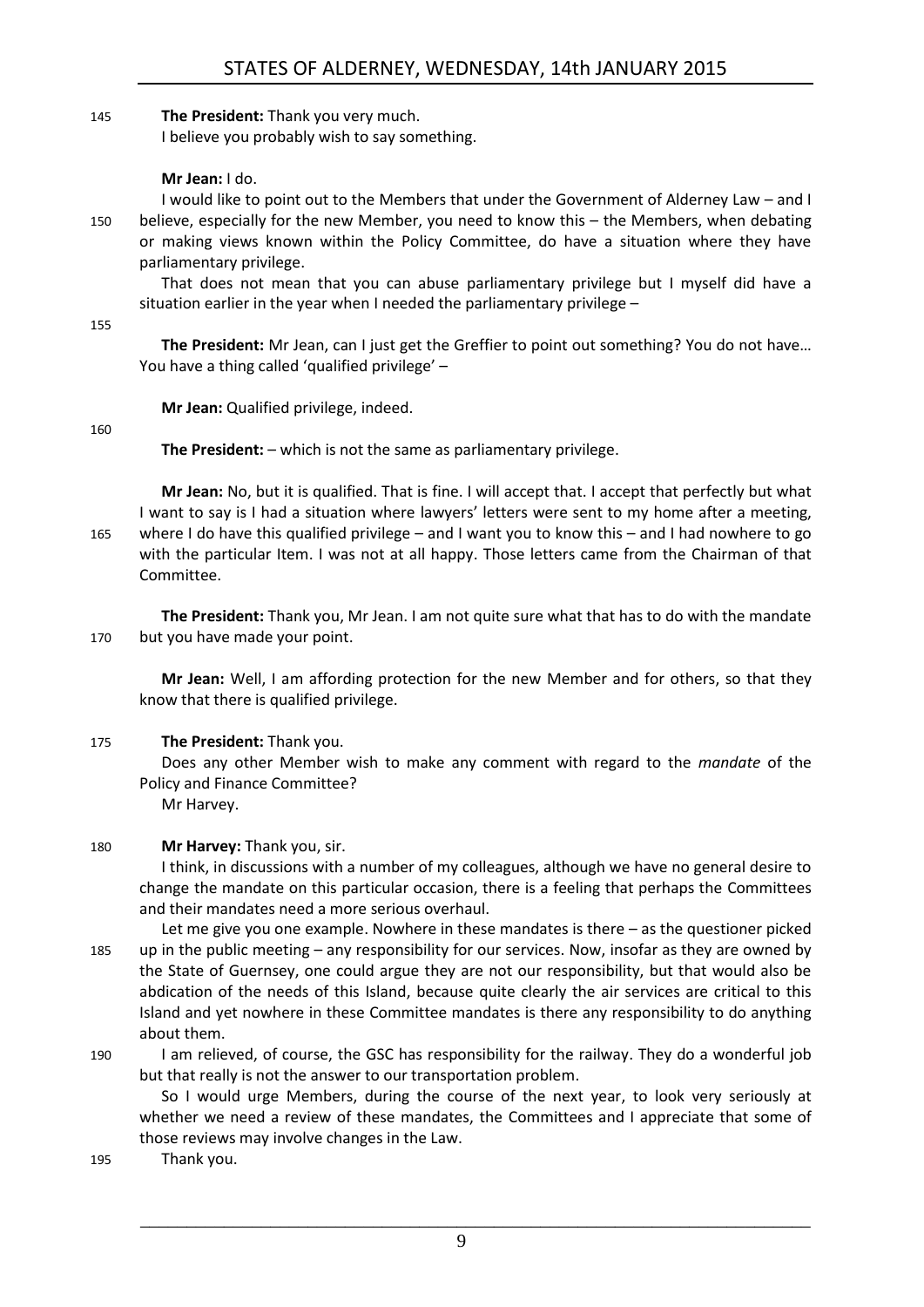**The President:** Thank you very much.

I believe you probably wish to say something.

**Mr Jean:** I do.

I would like to point out to the Members that under the Government of Alderney Law – and I believe, especially for the new Member, you need to know this – the Members, when debating or making views known within the Policy Committee, do have a situation where they have parliamentary privilege.

That does not mean that you can abuse parliamentary privilege but I myself did have a situation earlier in the year when I needed the parliamentary privilege –

**The President:** Mr Jean, can I just get the Greffier to point out something? You do not have… You have a thing called 'qualified privilege' –

**Mr Jean:** Qualified privilege, indeed.

**The President:** – which is not the same as parliamentary privilege.

**Mr Jean:** No, but it is qualified. That is fine. I will accept that. I accept that perfectly but what I want to say is I had a situation where lawyers' letters were sent to my home after a meeting, where I do have this qualified privilege – and I want you to know this – and I had nowhere to go with the particular Item. I was not at all happy. Those letters came from the Chairman of that Committee.

**The President:** Thank you, Mr Jean. I am not quite sure what that has to do with the mandate but you have made your point.

**Mr Jean:** Well, I am affording protection for the new Member and for others, so that they know that there is qualified privilege.

**The President:** Thank you.

Does any other Member wish to make any comment with regard to the *mandate* of the Policy and Finance Committee?

Mr Harvey.

**Mr Harvey:** Thank you, sir.

I think, in discussions with a number of my colleagues, although we have no general desire to change the mandate on this particular occasion, there is a feeling that perhaps the Committees and their mandates need a more serious overhaul.

Let me give you one example. Nowhere in these mandates is there – as the questioner picked up in the public meeting – any responsibility for our services. Now, insofar as they are owned by the State of Guernsey, one could argue they are not our responsibility, but that would also be abdication of the needs of this Island, because quite clearly the air services are critical to this Island and yet nowhere in these Committee mandates is there any responsibility to do anything about them.

I am relieved, of course, the GSC has responsibility for the railway. They do a wonderful job but that really is not the answer to our transportation problem.

So I would urge Members, during the course of the next year, to look very seriously at whether we need a review of these mandates, the Committees and I appreciate that some of those reviews may involve changes in the Law.

Thank you.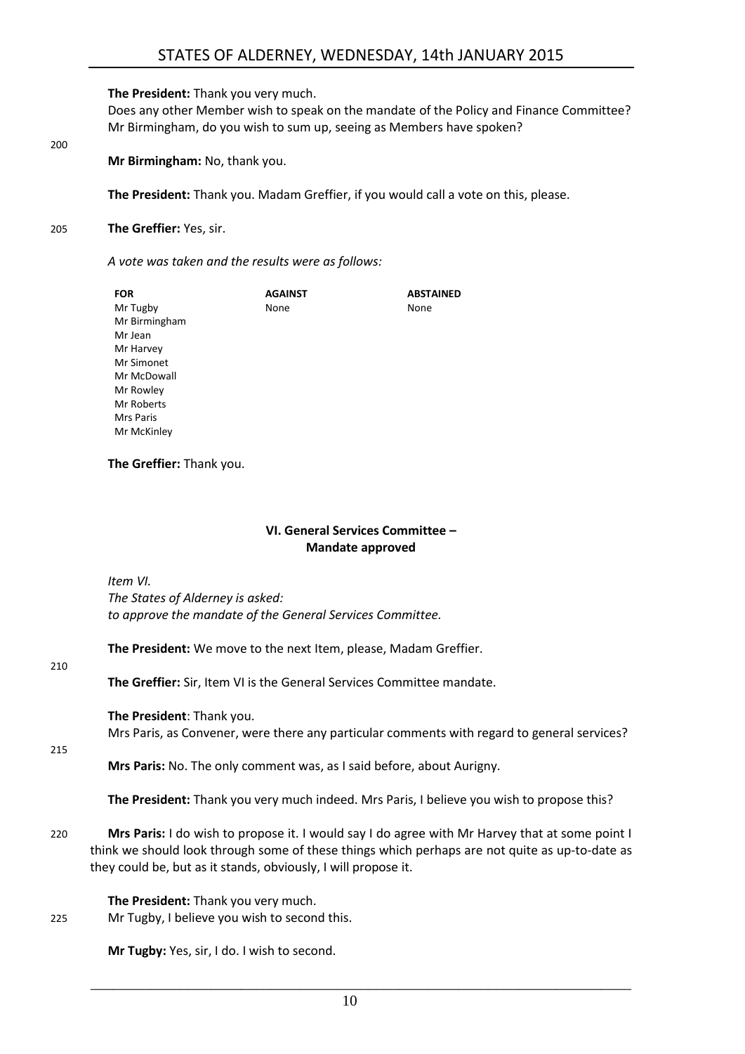**The President:** Thank you very much.

Does any other Member wish to speak on the mandate of the Policy and Finance Committee? Mr Birmingham, do you wish to sum up, seeing as Members have spoken?

**Mr Birmingham:** No, thank you.

**The President:** Thank you. Madam Greffier, if you would call a vote on this, please.

**The Greffier:** Yes, sir.

*A vote was taken and the results were as follows:*

| FOR | AGAINST | ABSTAINED |
|---|---|---|
| Mr Tugby | None | None |
| Mr Birmingham | | |
| Mr Jean | | |
| Mr Harvey | | |
| Mr Simonet | | |
| Mr McDowall | | |
| Mr Rowley | | |
| Mr Roberts | | |
| Mrs Paris | | |
| Mr McKinley | | |

**The Greffier:** Thank you.

## VI. General Services Committee – Mandate approved

*Item VI.*
*The States of Alderney is asked:*
*to approve the mandate of the General Services Committee.*

**The President:** We move to the next Item, please, Madam Greffier.

**The Greffier:** Sir, Item VI is the General Services Committee mandate.

**The President**: Thank you.

Mrs Paris, as Convener, were there any particular comments with regard to general services?

**Mrs Paris:** No. The only comment was, as I said before, about Aurigny.

**The President:** Thank you very much indeed. Mrs Paris, I believe you wish to propose this?

**Mrs Paris:** I do wish to propose it. I would say I do agree with Mr Harvey that at some point I think we should look through some of these things which perhaps are not quite as up-to-date as they could be, but as it stands, obviously, I will propose it.

**The President:** Thank you very much.

Mr Tugby, I believe you wish to second this.

**Mr Tugby:** Yes, sir, I do. I wish to second.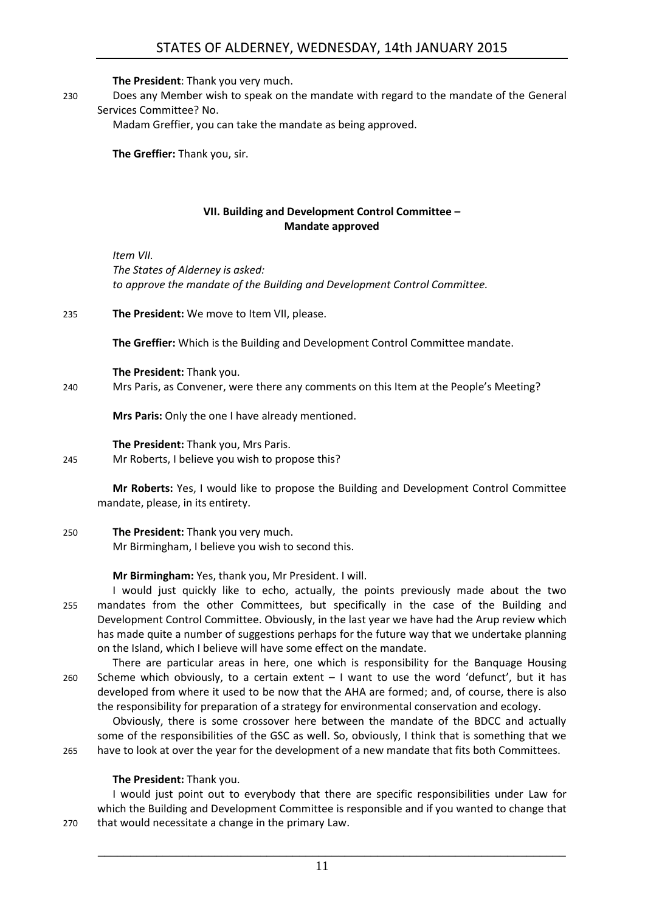**The President**: Thank you very much.

Does any Member wish to speak on the mandate with regard to the mandate of the General Services Committee? No.

Madam Greffier, you can take the mandate as being approved.

**The Greffier:** Thank you, sir.

### VII. Building and Development Control Committee – Mandate approved

*Item VII.*
*The States of Alderney is asked:*
*to approve the mandate of the Building and Development Control Committee.*

**The President:** We move to Item VII, please.

**The Greffier:** Which is the Building and Development Control Committee mandate.

**The President:** Thank you.

Mrs Paris, as Convener, were there any comments on this Item at the People's Meeting?

**Mrs Paris:** Only the one I have already mentioned.

**The President:** Thank you, Mrs Paris.

Mr Roberts, I believe you wish to propose this?

**Mr Roberts:** Yes, I would like to propose the Building and Development Control Committee mandate, please, in its entirety.

**The President:** Thank you very much.

Mr Birmingham, I believe you wish to second this.

**Mr Birmingham:** Yes, thank you, Mr President. I will.

I would just quickly like to echo, actually, the points previously made about the two mandates from the other Committees, but specifically in the case of the Building and Development Control Committee. Obviously, in the last year we have had the Arup review which has made quite a number of suggestions perhaps for the future way that we undertake planning on the Island, which I believe will have some effect on the mandate.

There are particular areas in here, one which is responsibility for the Banquage Housing Scheme which obviously, to a certain extent – I want to use the word 'defunct', but it has developed from where it used to be now that the AHA are formed; and, of course, there is also the responsibility for preparation of a strategy for environmental conservation and ecology.

Obviously, there is some crossover here between the mandate of the BDCC and actually some of the responsibilities of the GSC as well. So, obviously, I think that is something that we have to look at over the year for the development of a new mandate that fits both Committees.

**The President:** Thank you.

I would just point out to everybody that there are specific responsibilities under Law for which the Building and Development Committee is responsible and if you wanted to change that that would necessitate a change in the primary Law.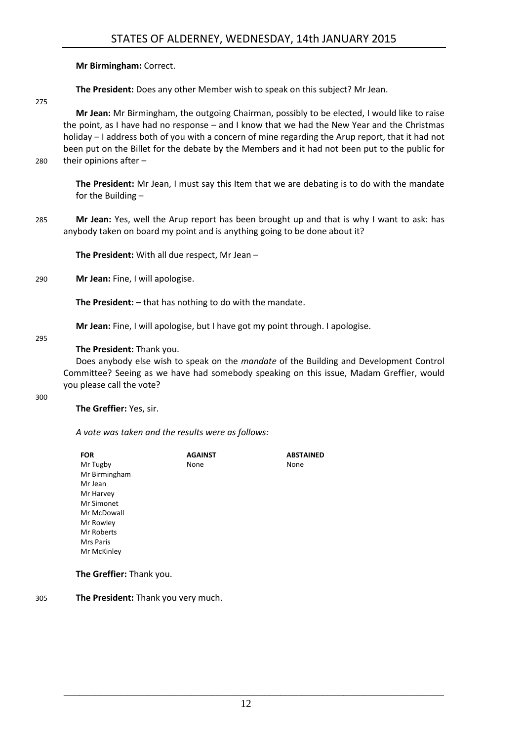**Mr Birmingham:** Correct.

**The President:** Does any other Member wish to speak on this subject? Mr Jean.

**Mr Jean:** Mr Birmingham, the outgoing Chairman, possibly to be elected, I would like to raise the point, as I have had no response – and I know that we had the New Year and the Christmas holiday – I address both of you with a concern of mine regarding the Arup report, that it had not been put on the Billet for the debate by the Members and it had not been put to the public for their opinions after –

**The President:** Mr Jean, I must say this Item that we are debating is to do with the mandate for the Building –

**Mr Jean:** Yes, well the Arup report has been brought up and that is why I want to ask: has anybody taken on board my point and is anything going to be done about it?

**The President:** With all due respect, Mr Jean –

**Mr Jean:** Fine, I will apologise.

**The President:** – that has nothing to do with the mandate.

**Mr Jean:** Fine, I will apologise, but I have got my point through. I apologise.

**The President:** Thank you.

Does anybody else wish to speak on the *mandate* of the Building and Development Control Committee? Seeing as we have had somebody speaking on this issue, Madam Greffier, would you please call the vote?

**The Greffier:** Yes, sir.

*A vote was taken and the results were as follows:*

| FOR | AGAINST | ABSTAINED |
|---|---|---|
| Mr Tugby | None | None |
| Mr Birmingham | | |
| Mr Jean | | |
| Mr Harvey | | |
| Mr Simonet | | |
| Mr McDowall | | |
| Mr Rowley | | |
| Mr Roberts | | |
| Mrs Paris | | |
| Mr McKinley | | |

**The Greffier:** Thank you.

**The President:** Thank you very much.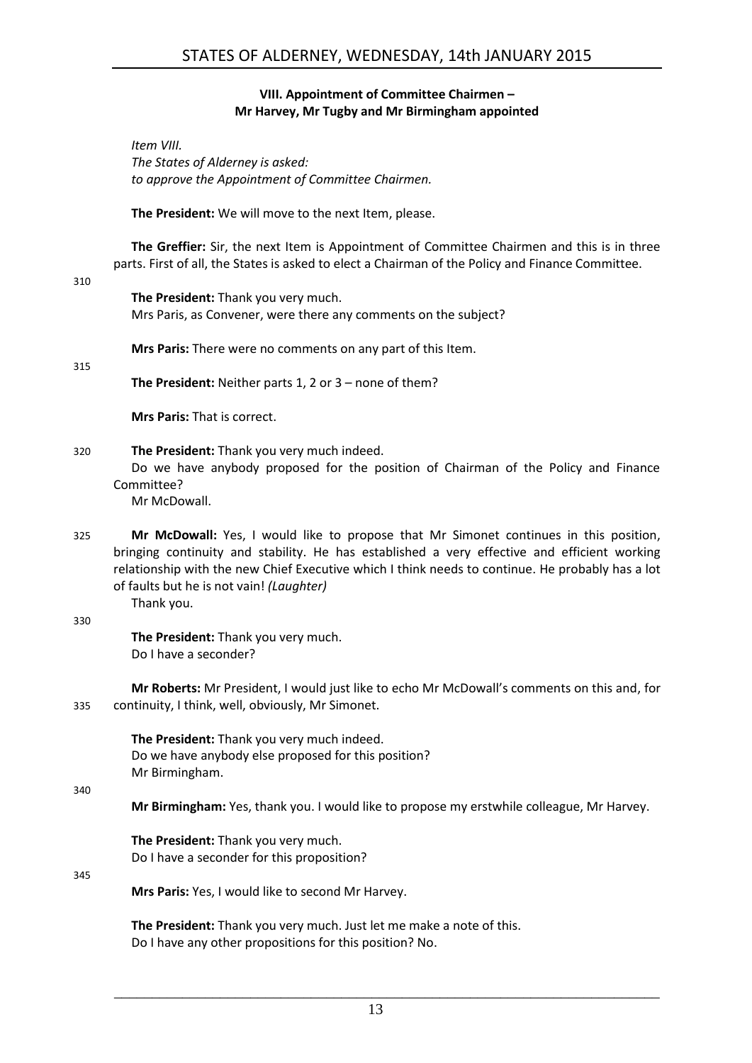### VIII. Appointment of Committee Chairmen – Mr Harvey, Mr Tugby and Mr Birmingham appointed

*Item VIII.*
*The States of Alderney is asked:*
*to approve the Appointment of Committee Chairmen.*

**The President:** We will move to the next Item, please.

**The Greffier:** Sir, the next Item is Appointment of Committee Chairmen and this is in three parts. First of all, the States is asked to elect a Chairman of the Policy and Finance Committee.

**The President:** Thank you very much.
Mrs Paris, as Convener, were there any comments on the subject?

**Mrs Paris:** There were no comments on any part of this Item.

**The President:** Neither parts 1, 2 or 3 – none of them?

**Mrs Paris:** That is correct.

**The President:** Thank you very much indeed.
Do we have anybody proposed for the position of Chairman of the Policy and Finance Committee?
Mr McDowall.

**Mr McDowall:** Yes, I would like to propose that Mr Simonet continues in this position, bringing continuity and stability. He has established a very effective and efficient working relationship with the new Chief Executive which I think needs to continue. He probably has a lot of faults but he is not vain! *(Laughter)*
Thank you.

**The President:** Thank you very much.
Do I have a seconder?

**Mr Roberts:** Mr President, I would just like to echo Mr McDowall's comments on this and, for continuity, I think, well, obviously, Mr Simonet.

**The President:** Thank you very much indeed.
Do we have anybody else proposed for this position?
Mr Birmingham.

**Mr Birmingham:** Yes, thank you. I would like to propose my erstwhile colleague, Mr Harvey.

**The President:** Thank you very much.
Do I have a seconder for this proposition?

**Mrs Paris:** Yes, I would like to second Mr Harvey.

**The President:** Thank you very much. Just let me make a note of this.
Do I have any other propositions for this position? No.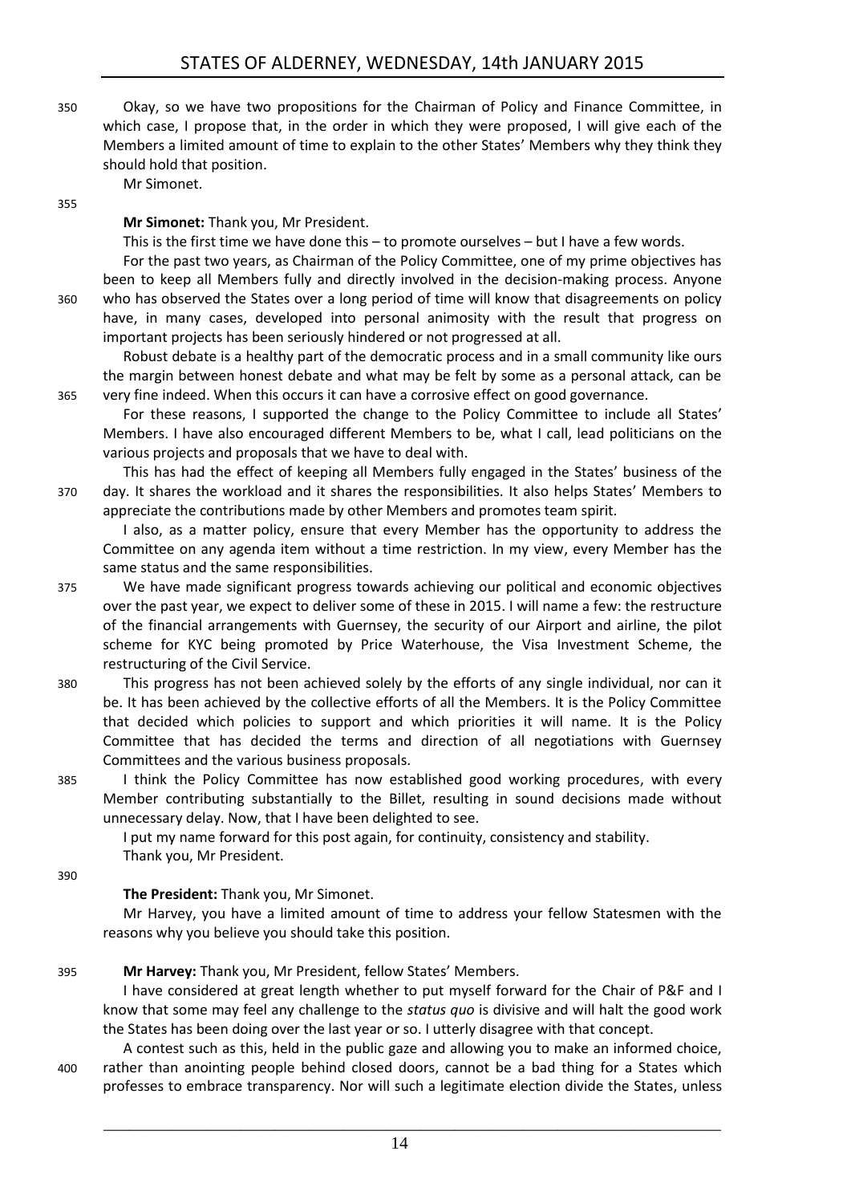Okay, so we have two propositions for the Chairman of Policy and Finance Committee, in which case, I propose that, in the order in which they were proposed, I will give each of the Members a limited amount of time to explain to the other States' Members why they think they should hold that position.

Mr Simonet.

**Mr Simonet:** Thank you, Mr President.

This is the first time we have done this – to promote ourselves – but I have a few words.

For the past two years, as Chairman of the Policy Committee, one of my prime objectives has been to keep all Members fully and directly involved in the decision-making process. Anyone who has observed the States over a long period of time will know that disagreements on policy have, in many cases, developed into personal animosity with the result that progress on important projects has been seriously hindered or not progressed at all.

Robust debate is a healthy part of the democratic process and in a small community like ours the margin between honest debate and what may be felt by some as a personal attack, can be very fine indeed. When this occurs it can have a corrosive effect on good governance.

For these reasons, I supported the change to the Policy Committee to include all States' Members. I have also encouraged different Members to be, what I call, lead politicians on the various projects and proposals that we have to deal with.

This has had the effect of keeping all Members fully engaged in the States' business of the day. It shares the workload and it shares the responsibilities. It also helps States' Members to appreciate the contributions made by other Members and promotes team spirit.

I also, as a matter policy, ensure that every Member has the opportunity to address the Committee on any agenda item without a time restriction. In my view, every Member has the same status and the same responsibilities.

We have made significant progress towards achieving our political and economic objectives over the past year, we expect to deliver some of these in 2015. I will name a few: the restructure of the financial arrangements with Guernsey, the security of our Airport and airline, the pilot scheme for KYC being promoted by Price Waterhouse, the Visa Investment Scheme, the restructuring of the Civil Service.

This progress has not been achieved solely by the efforts of any single individual, nor can it be. It has been achieved by the collective efforts of all the Members. It is the Policy Committee that decided which policies to support and which priorities it will name. It is the Policy Committee that has decided the terms and direction of all negotiations with Guernsey Committees and the various business proposals.

I think the Policy Committee has now established good working procedures, with every Member contributing substantially to the Billet, resulting in sound decisions made without unnecessary delay. Now, that I have been delighted to see.

I put my name forward for this post again, for continuity, consistency and stability.

Thank you, Mr President.

**The President:** Thank you, Mr Simonet.

Mr Harvey, you have a limited amount of time to address your fellow Statesmen with the reasons why you believe you should take this position.

**Mr Harvey:** Thank you, Mr President, fellow States' Members.

I have considered at great length whether to put myself forward for the Chair of P&F and I know that some may feel any challenge to the *status quo* is divisive and will halt the good work the States has been doing over the last year or so. I utterly disagree with that concept.

A contest such as this, held in the public gaze and allowing you to make an informed choice, rather than anointing people behind closed doors, cannot be a bad thing for a States which professes to embrace transparency. Nor will such a legitimate election divide the States, unless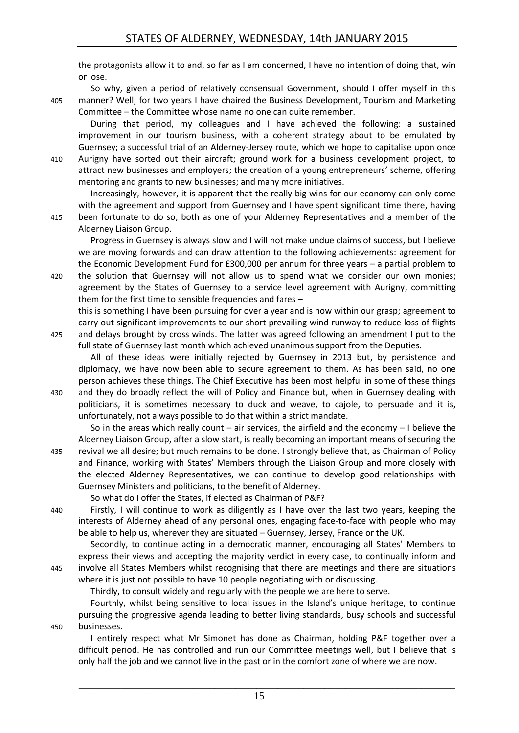the protagonists allow it to and, so far as I am concerned, I have no intention of doing that, win or lose.

So why, given a period of relatively consensual Government, should I offer myself in this manner? Well, for two years I have chaired the Business Development, Tourism and Marketing Committee – the Committee whose name no one can quite remember.

During that period, my colleagues and I have achieved the following: a sustained improvement in our tourism business, with a coherent strategy about to be emulated by Guernsey; a successful trial of an Alderney-Jersey route, which we hope to capitalise upon once Aurigny have sorted out their aircraft; ground work for a business development project, to attract new businesses and employers; the creation of a young entrepreneurs' scheme, offering mentoring and grants to new businesses; and many more initiatives.

Increasingly, however, it is apparent that the really big wins for our economy can only come with the agreement and support from Guernsey and I have spent significant time there, having been fortunate to do so, both as one of your Alderney Representatives and a member of the Alderney Liaison Group.

Progress in Guernsey is always slow and I will not make undue claims of success, but I believe we are moving forwards and can draw attention to the following achievements: agreement for the Economic Development Fund for £300,000 per annum for three years – a partial problem to the solution that Guernsey will not allow us to spend what we consider our own monies; agreement by the States of Guernsey to a service level agreement with Aurigny, committing them for the first time to sensible frequencies and fares –

this is something I have been pursuing for over a year and is now within our grasp; agreement to carry out significant improvements to our short prevailing wind runway to reduce loss of flights and delays brought by cross winds. The latter was agreed following an amendment I put to the full state of Guernsey last month which achieved unanimous support from the Deputies.

All of these ideas were initially rejected by Guernsey in 2013 but, by persistence and diplomacy, we have now been able to secure agreement to them. As has been said, no one person achieves these things. The Chief Executive has been most helpful in some of these things and they do broadly reflect the will of Policy and Finance but, when in Guernsey dealing with politicians, it is sometimes necessary to duck and weave, to cajole, to persuade and it is, unfortunately, not always possible to do that within a strict mandate.

So in the areas which really count – air services, the airfield and the economy – I believe the Alderney Liaison Group, after a slow start, is really becoming an important means of securing the revival we all desire; but much remains to be done. I strongly believe that, as Chairman of Policy and Finance, working with States' Members through the Liaison Group and more closely with the elected Alderney Representatives, we can continue to develop good relationships with Guernsey Ministers and politicians, to the benefit of Alderney.

So what do I offer the States, if elected as Chairman of P&F?

Firstly, I will continue to work as diligently as I have over the last two years, keeping the interests of Alderney ahead of any personal ones, engaging face-to-face with people who may be able to help us, wherever they are situated – Guernsey, Jersey, France or the UK.

Secondly, to continue acting in a democratic manner, encouraging all States' Members to express their views and accepting the majority verdict in every case, to continually inform and involve all States Members whilst recognising that there are meetings and there are situations where it is just not possible to have 10 people negotiating with or discussing.

Thirdly, to consult widely and regularly with the people we are here to serve.

Fourthly, whilst being sensitive to local issues in the Island's unique heritage, to continue pursuing the progressive agenda leading to better living standards, busy schools and successful businesses.

I entirely respect what Mr Simonet has done as Chairman, holding P&F together over a difficult period. He has controlled and run our Committee meetings well, but I believe that is only half the job and we cannot live in the past or in the comfort zone of where we are now.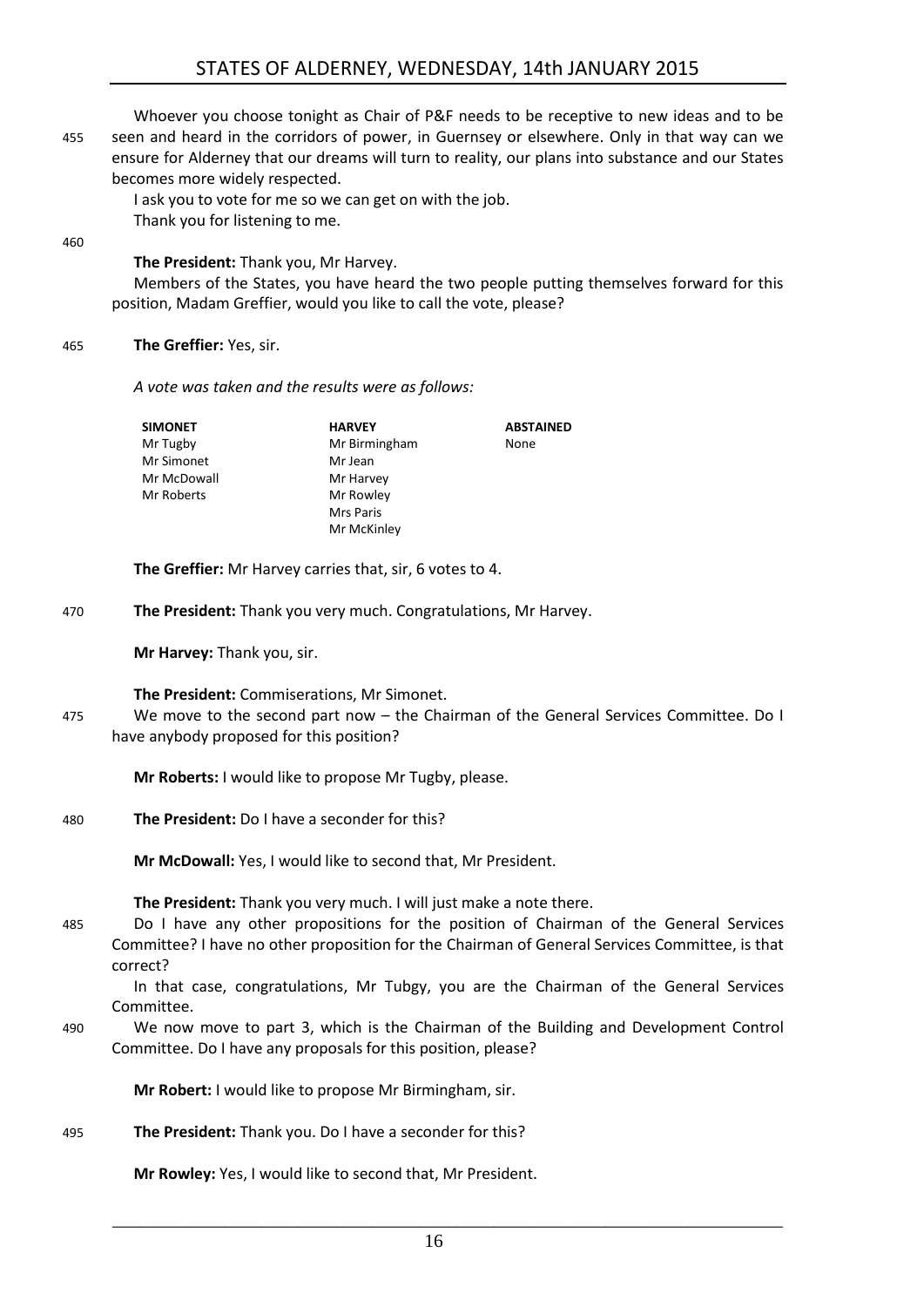Whoever you choose tonight as Chair of P&F needs to be receptive to new ideas and to be seen and heard in the corridors of power, in Guernsey or elsewhere. Only in that way can we ensure for Alderney that our dreams will turn to reality, our plans into substance and our States becomes more widely respected.

I ask you to vote for me so we can get on with the job.

Thank you for listening to me.

**The President:** Thank you, Mr Harvey.

Members of the States, you have heard the two people putting themselves forward for this position, Madam Greffier, would you like to call the vote, please?

**The Greffier:** Yes, sir.

*A vote was taken and the results were as follows:*

| **SIMONET** | **HARVEY** | **ABSTAINED** |
|---|---|---|
| Mr Tugby | Mr Birmingham | None |
| Mr Simonet | Mr Jean | |
| Mr McDowall | Mr Harvey | |
| Mr Roberts | Mr Rowley | |
| | Mrs Paris | |
| | Mr McKinley | |

**The Greffier:** Mr Harvey carries that, sir, 6 votes to 4.

**The President:** Thank you very much. Congratulations, Mr Harvey.

**Mr Harvey:** Thank you, sir.

**The President:** Commiserations, Mr Simonet.

We move to the second part now – the Chairman of the General Services Committee. Do I have anybody proposed for this position?

**Mr Roberts:** I would like to propose Mr Tugby, please.

**The President:** Do I have a seconder for this?

**Mr McDowall:** Yes, I would like to second that, Mr President.

**The President:** Thank you very much. I will just make a note there.

Do I have any other propositions for the position of Chairman of the General Services Committee? I have no other proposition for the Chairman of General Services Committee, is that correct?

In that case, congratulations, Mr Tubgy, you are the Chairman of the General Services Committee.

We now move to part 3, which is the Chairman of the Building and Development Control Committee. Do I have any proposals for this position, please?

**Mr Robert:** I would like to propose Mr Birmingham, sir.

**The President:** Thank you. Do I have a seconder for this?

**Mr Rowley:** Yes, I would like to second that, Mr President.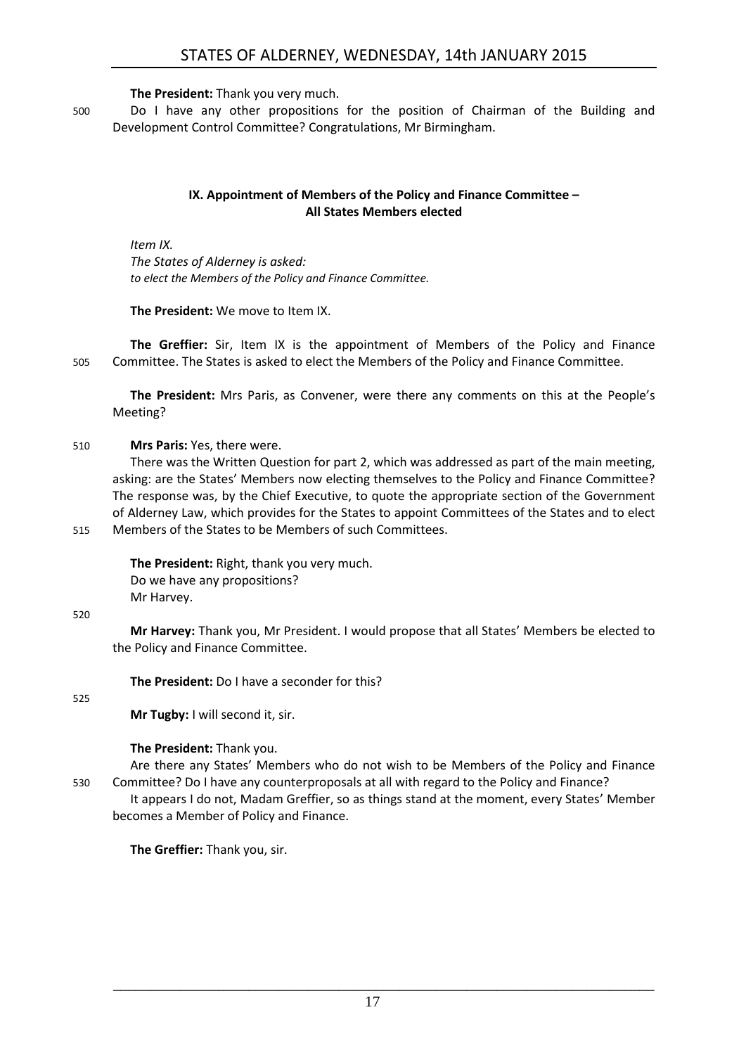**The President:** Thank you very much.

Do I have any other propositions for the position of Chairman of the Building and Development Control Committee? Congratulations, Mr Birmingham.

### IX. Appointment of Members of the Policy and Finance Committee – All States Members elected

*Item IX.*
*The States of Alderney is asked:*
*to elect the Members of the Policy and Finance Committee.*

**The President:** We move to Item IX.

**The Greffier:** Sir, Item IX is the appointment of Members of the Policy and Finance Committee. The States is asked to elect the Members of the Policy and Finance Committee.

**The President:** Mrs Paris, as Convener, were there any comments on this at the People's Meeting?

**Mrs Paris:** Yes, there were.

There was the Written Question for part 2, which was addressed as part of the main meeting, asking: are the States' Members now electing themselves to the Policy and Finance Committee? The response was, by the Chief Executive, to quote the appropriate section of the Government of Alderney Law, which provides for the States to appoint Committees of the States and to elect Members of the States to be Members of such Committees.

**The President:** Right, thank you very much.

Do we have any propositions?

Mr Harvey.

**Mr Harvey:** Thank you, Mr President. I would propose that all States' Members be elected to the Policy and Finance Committee.

**The President:** Do I have a seconder for this?

**Mr Tugby:** I will second it, sir.

**The President:** Thank you.

Are there any States' Members who do not wish to be Members of the Policy and Finance Committee? Do I have any counterproposals at all with regard to the Policy and Finance?

It appears I do not, Madam Greffier, so as things stand at the moment, every States' Member becomes a Member of Policy and Finance.

**The Greffier:** Thank you, sir.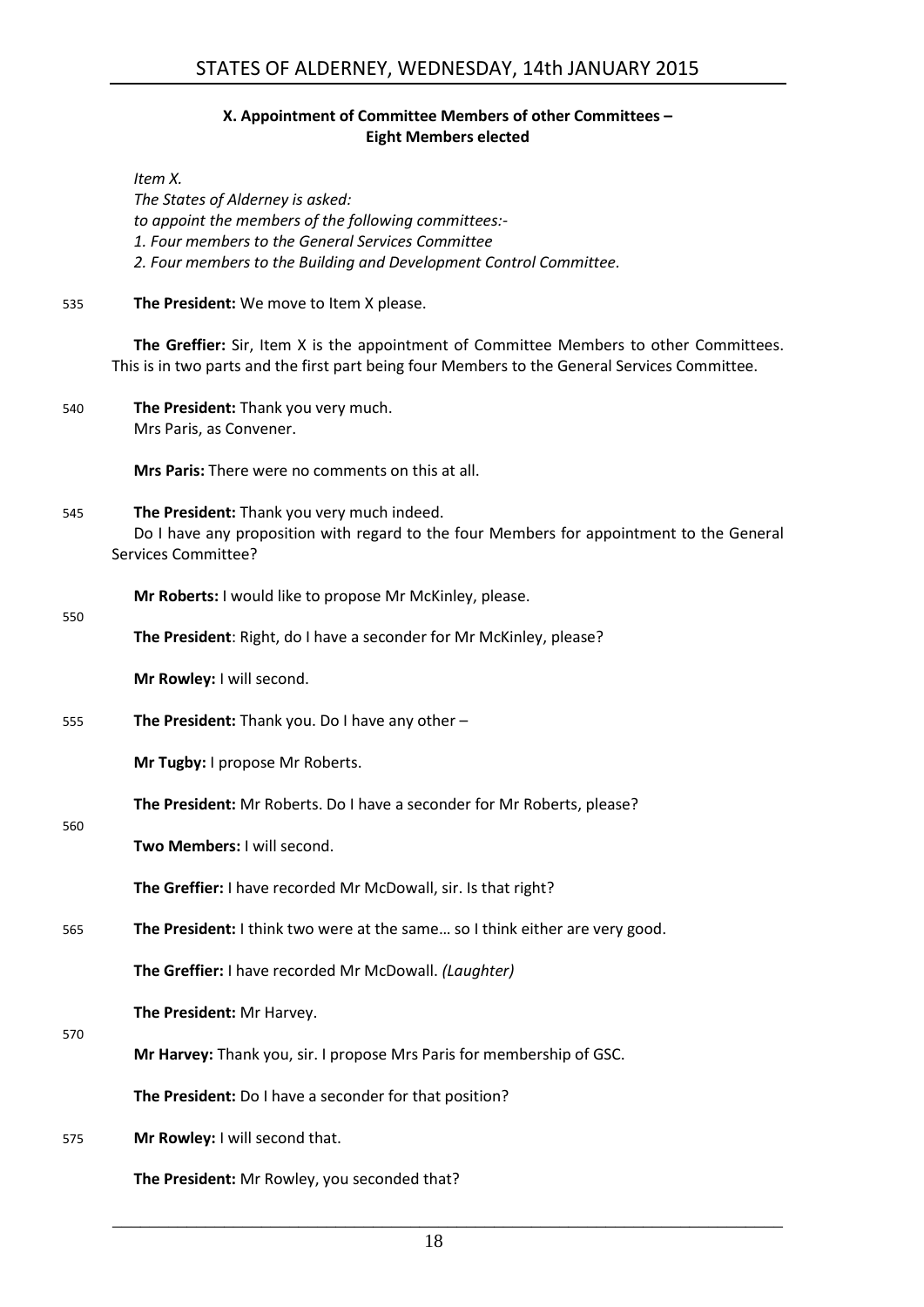### X. Appointment of Committee Members of other Committees – Eight Members elected

*Item X.*
*The States of Alderney is asked:*
*to appoint the members of the following committees:-*
*1. Four members to the General Services Committee*
*2. Four members to the Building and Development Control Committee.*

535 **The President:** We move to Item X please.

**The Greffier:** Sir, Item X is the appointment of Committee Members to other Committees. This is in two parts and the first part being four Members to the General Services Committee.

540 **The President:** Thank you very much.
Mrs Paris, as Convener.

**Mrs Paris:** There were no comments on this at all.

545 **The President:** Thank you very much indeed.
Do I have any proposition with regard to the four Members for appointment to the General Services Committee?

**Mr Roberts:** I would like to propose Mr McKinley, please.

550

**The President**: Right, do I have a seconder for Mr McKinley, please?

**Mr Rowley:** I will second.

555 **The President:** Thank you. Do I have any other –

**Mr Tugby:** I propose Mr Roberts.

**The President:** Mr Roberts. Do I have a seconder for Mr Roberts, please?

560

**Two Members:** I will second.

**The Greffier:** I have recorded Mr McDowall, sir. Is that right?

565 **The President:** I think two were at the same… so I think either are very good.

**The Greffier:** I have recorded Mr McDowall. *(Laughter)*

**The President:** Mr Harvey.

570

**Mr Harvey:** Thank you, sir. I propose Mrs Paris for membership of GSC.

**The President:** Do I have a seconder for that position?

575 **Mr Rowley:** I will second that.

**The President:** Mr Rowley, you seconded that?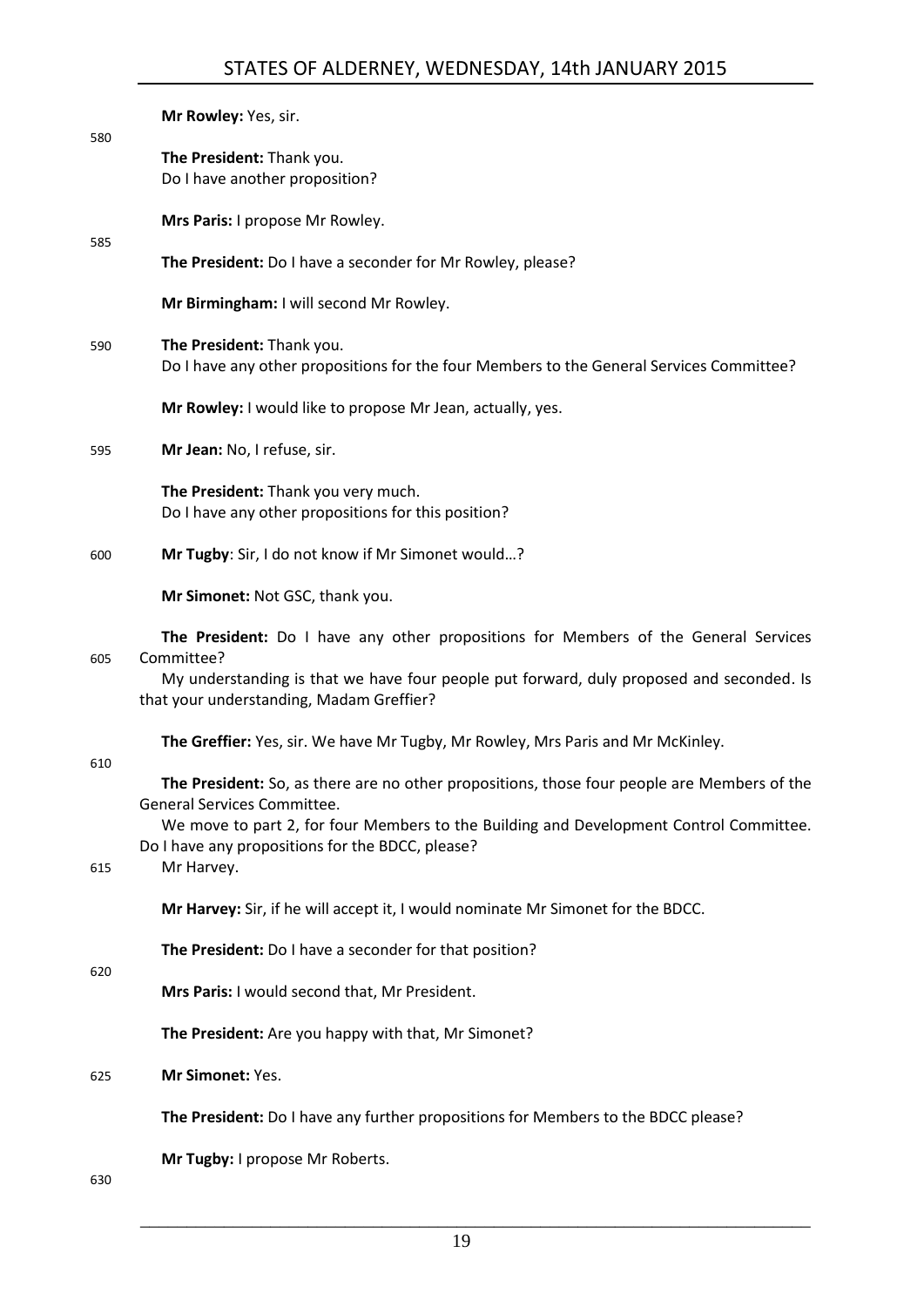**Mr Rowley:** Yes, sir.

**The President:** Thank you.
Do I have another proposition?

**Mrs Paris:** I propose Mr Rowley.

**The President:** Do I have a seconder for Mr Rowley, please?

**Mr Birmingham:** I will second Mr Rowley.

**The President:** Thank you.
Do I have any other propositions for the four Members to the General Services Committee?

**Mr Rowley:** I would like to propose Mr Jean, actually, yes.

**Mr Jean:** No, I refuse, sir.

**The President:** Thank you very much.
Do I have any other propositions for this position?

**Mr Tugby**: Sir, I do not know if Mr Simonet would…?

**Mr Simonet:** Not GSC, thank you.

**The President:** Do I have any other propositions for Members of the General Services Committee?
My understanding is that we have four people put forward, duly proposed and seconded. Is that your understanding, Madam Greffier?

**The Greffier:** Yes, sir. We have Mr Tugby, Mr Rowley, Mrs Paris and Mr McKinley.

**The President:** So, as there are no other propositions, those four people are Members of the General Services Committee.
We move to part 2, for four Members to the Building and Development Control Committee. Do I have any propositions for the BDCC, please?
Mr Harvey.

**Mr Harvey:** Sir, if he will accept it, I would nominate Mr Simonet for the BDCC.

**The President:** Do I have a seconder for that position?

**Mrs Paris:** I would second that, Mr President.

**The President:** Are you happy with that, Mr Simonet?

**Mr Simonet:** Yes.

**The President:** Do I have any further propositions for Members to the BDCC please?

**Mr Tugby:** I propose Mr Roberts.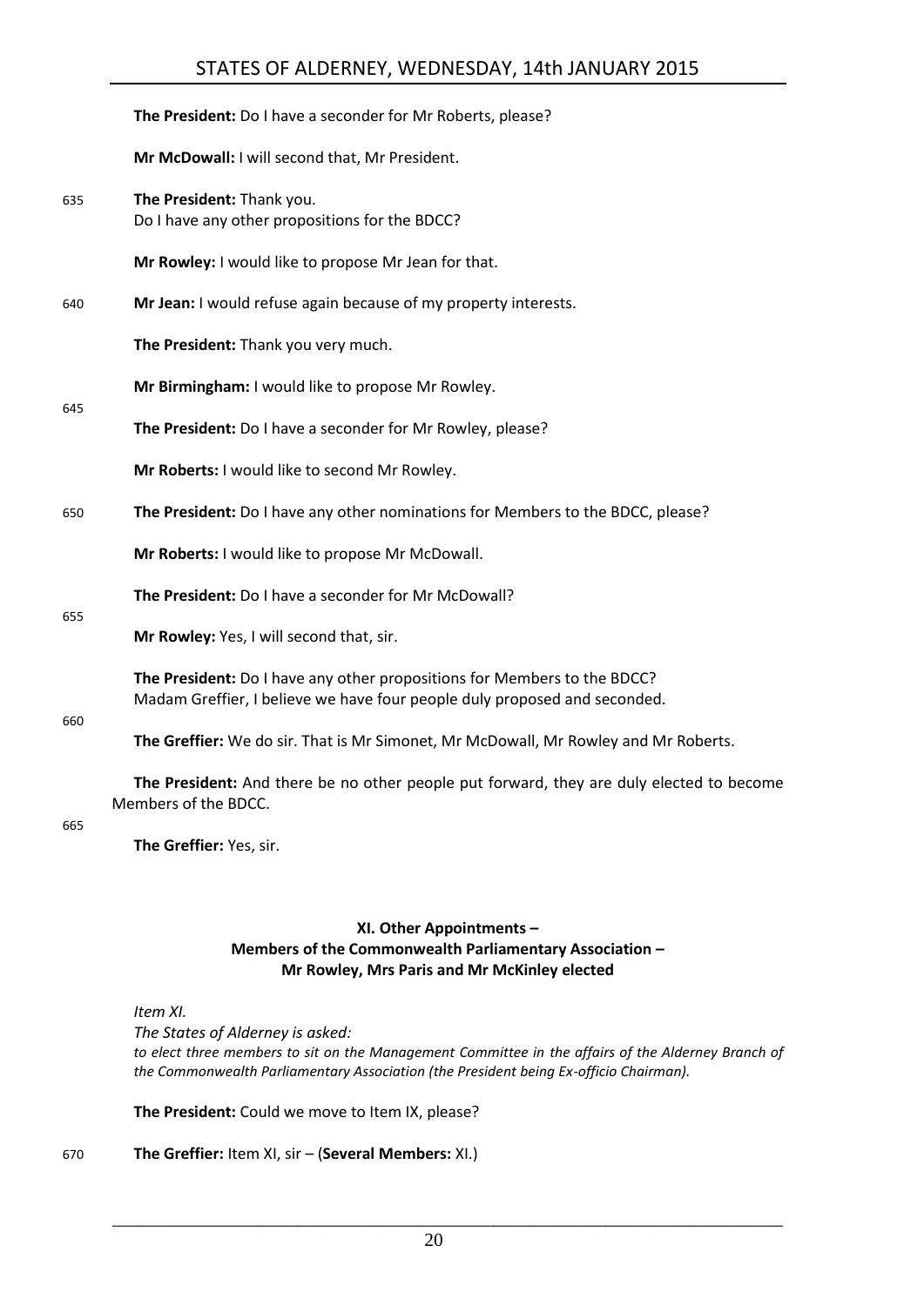**The President:** Do I have a seconder for Mr Roberts, please?

**Mr McDowall:** I will second that, Mr President.

635 **The President:** Thank you.
Do I have any other propositions for the BDCC?

**Mr Rowley:** I would like to propose Mr Jean for that.

640 **Mr Jean:** I would refuse again because of my property interests.

**The President:** Thank you very much.

**Mr Birmingham:** I would like to propose Mr Rowley.

645

**The President:** Do I have a seconder for Mr Rowley, please?

**Mr Roberts:** I would like to second Mr Rowley.

650 **The President:** Do I have any other nominations for Members to the BDCC, please?

**Mr Roberts:** I would like to propose Mr McDowall.

**The President:** Do I have a seconder for Mr McDowall?

655

**Mr Rowley:** Yes, I will second that, sir.

**The President:** Do I have any other propositions for Members to the BDCC?
Madam Greffier, I believe we have four people duly proposed and seconded.

660

**The Greffier:** We do sir. That is Mr Simonet, Mr McDowall, Mr Rowley and Mr Roberts.

**The President:** And there be no other people put forward, they are duly elected to become Members of the BDCC.

665

**The Greffier:** Yes, sir.

## XI. Other Appointments – Members of the Commonwealth Parliamentary Association – Mr Rowley, Mrs Paris and Mr McKinley elected

*Item XI.*
*The States of Alderney is asked:*
*to elect three members to sit on the Management Committee in the affairs of the Alderney Branch of the Commonwealth Parliamentary Association (the President being Ex-officio Chairman).*

**The President:** Could we move to Item IX, please?

670 **The Greffier:** Item XI, sir – (**Several Members:** XI.)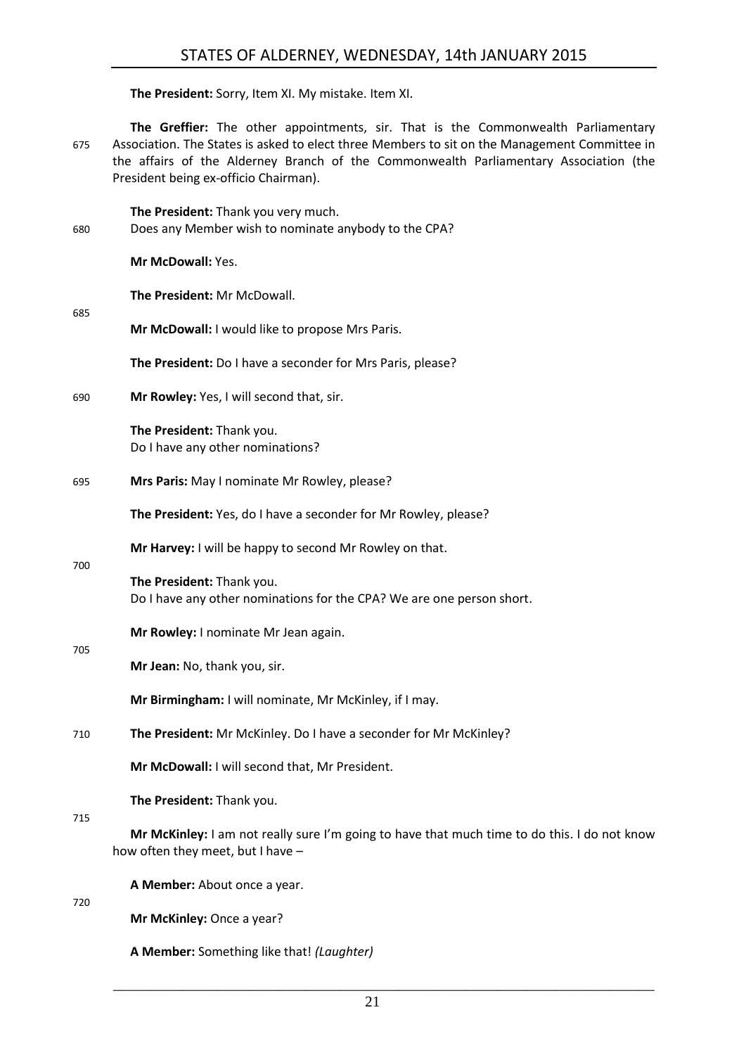**The President:** Sorry, Item XI. My mistake. Item XI.

**The Greffier:** The other appointments, sir. That is the Commonwealth Parliamentary Association. The States is asked to elect three Members to sit on the Management Committee in the affairs of the Alderney Branch of the Commonwealth Parliamentary Association (the President being ex-officio Chairman).

**The President:** Thank you very much.
Does any Member wish to nominate anybody to the CPA?

**Mr McDowall:** Yes.

**The President:** Mr McDowall.

**Mr McDowall:** I would like to propose Mrs Paris.

**The President:** Do I have a seconder for Mrs Paris, please?

**Mr Rowley:** Yes, I will second that, sir.

**The President:** Thank you.
Do I have any other nominations?

**Mrs Paris:** May I nominate Mr Rowley, please?

**The President:** Yes, do I have a seconder for Mr Rowley, please?

**Mr Harvey:** I will be happy to second Mr Rowley on that.

**The President:** Thank you.
Do I have any other nominations for the CPA? We are one person short.

**Mr Rowley:** I nominate Mr Jean again.

**Mr Jean:** No, thank you, sir.

**Mr Birmingham:** I will nominate, Mr McKinley, if I may.

**The President:** Mr McKinley. Do I have a seconder for Mr McKinley?

**Mr McDowall:** I will second that, Mr President.

**The President:** Thank you.

**Mr McKinley:** I am not really sure I'm going to have that much time to do this. I do not know how often they meet, but I have –

**A Member:** About once a year.

**Mr McKinley:** Once a year?

**A Member:** Something like that! *(Laughter)*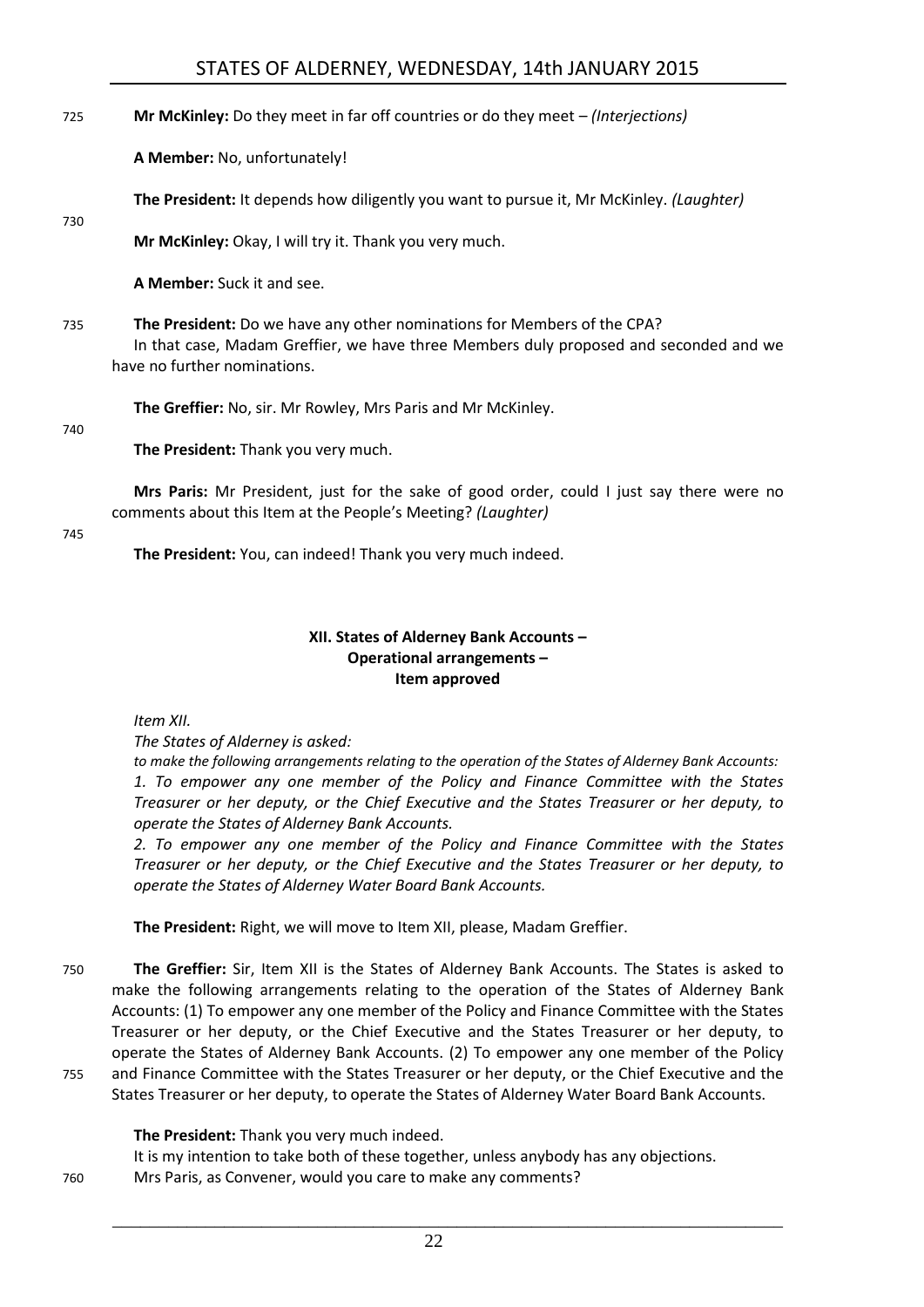**Mr McKinley:** Do they meet in far off countries or do they meet – *(Interjections)*

**A Member:** No, unfortunately!

**The President:** It depends how diligently you want to pursue it, Mr McKinley. *(Laughter)*

**Mr McKinley:** Okay, I will try it. Thank you very much.

**A Member:** Suck it and see.

**The President:** Do we have any other nominations for Members of the CPA?

In that case, Madam Greffier, we have three Members duly proposed and seconded and we have no further nominations.

**The Greffier:** No, sir. Mr Rowley, Mrs Paris and Mr McKinley.

**The President:** Thank you very much.

**Mrs Paris:** Mr President, just for the sake of good order, could I just say there were no comments about this Item at the People's Meeting? *(Laughter)*

**The President:** You, can indeed! Thank you very much indeed.

### XII. States of Alderney Bank Accounts – Operational arrangements – Item approved

*Item XII.*

*The States of Alderney is asked:*

*to make the following arrangements relating to the operation of the States of Alderney Bank Accounts:*

*1. To empower any one member of the Policy and Finance Committee with the States Treasurer or her deputy, or the Chief Executive and the States Treasurer or her deputy, to operate the States of Alderney Bank Accounts.*

*2. To empower any one member of the Policy and Finance Committee with the States Treasurer or her deputy, or the Chief Executive and the States Treasurer or her deputy, to operate the States of Alderney Water Board Bank Accounts.*

**The President:** Right, we will move to Item XII, please, Madam Greffier.

**The Greffier:** Sir, Item XII is the States of Alderney Bank Accounts. The States is asked to make the following arrangements relating to the operation of the States of Alderney Bank Accounts: (1) To empower any one member of the Policy and Finance Committee with the States Treasurer or her deputy, or the Chief Executive and the States Treasurer or her deputy, to operate the States of Alderney Bank Accounts. (2) To empower any one member of the Policy and Finance Committee with the States Treasurer or her deputy, or the Chief Executive and the States Treasurer or her deputy, to operate the States of Alderney Water Board Bank Accounts.

**The President:** Thank you very much indeed.

It is my intention to take both of these together, unless anybody has any objections.

Mrs Paris, as Convener, would you care to make any comments?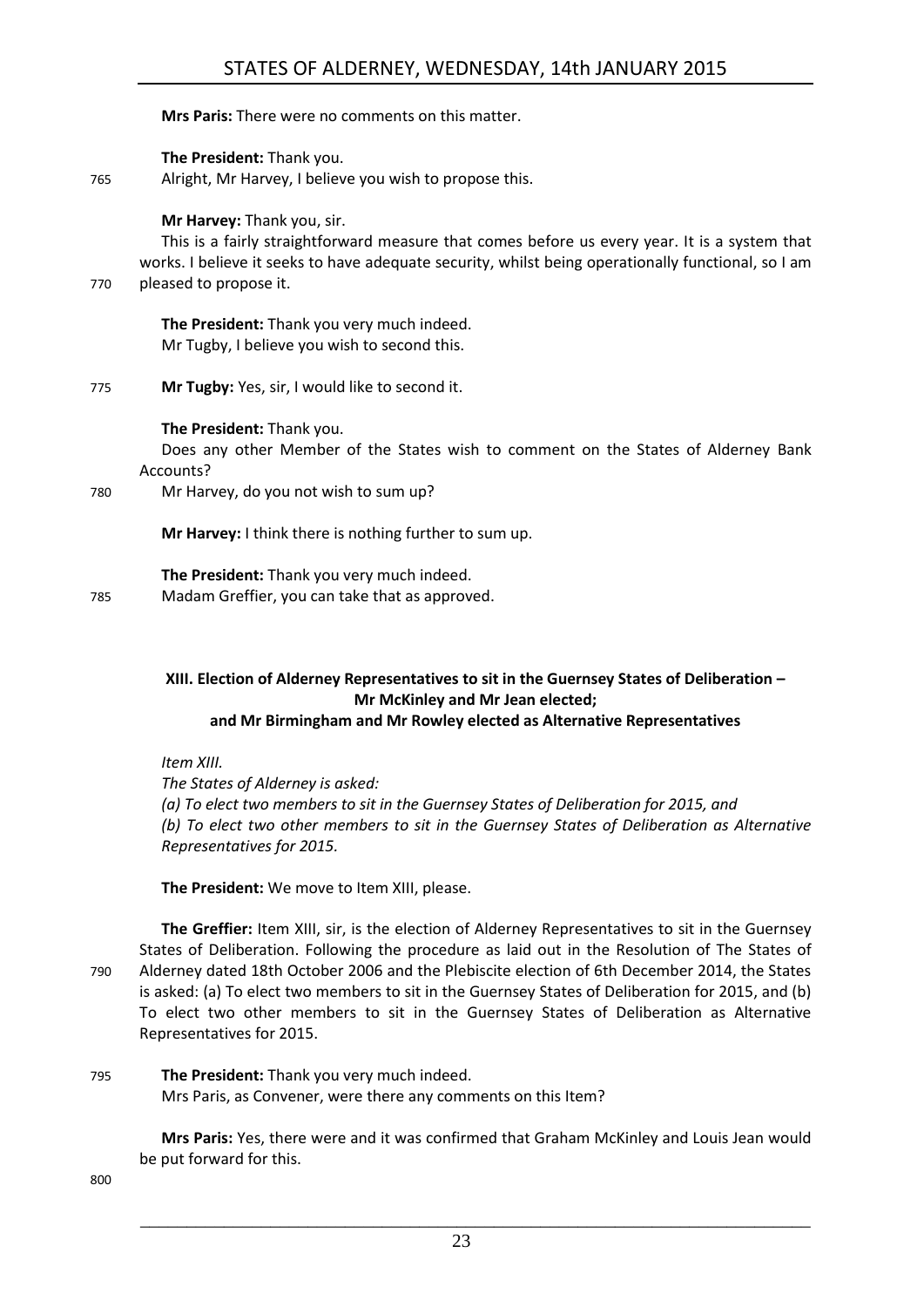**Mrs Paris:** There were no comments on this matter.

**The President:** Thank you.

765 Alright, Mr Harvey, I believe you wish to propose this.

**Mr Harvey:** Thank you, sir.

This is a fairly straightforward measure that comes before us every year. It is a system that works. I believe it seeks to have adequate security, whilst being operationally functional, so I am

770 pleased to propose it.

**The President:** Thank you very much indeed.

Mr Tugby, I believe you wish to second this.

775 **Mr Tugby:** Yes, sir, I would like to second it.

**The President:** Thank you.

Does any other Member of the States wish to comment on the States of Alderney Bank Accounts?

780 Mr Harvey, do you not wish to sum up?

**Mr Harvey:** I think there is nothing further to sum up.

**The President:** Thank you very much indeed.

785 Madam Greffier, you can take that as approved.

### XIII. Election of Alderney Representatives to sit in the Guernsey States of Deliberation – Mr McKinley and Mr Jean elected; and Mr Birmingham and Mr Rowley elected as Alternative Representatives

*Item XIII.*

*The States of Alderney is asked:*

*(a) To elect two members to sit in the Guernsey States of Deliberation for 2015, and*

*(b) To elect two other members to sit in the Guernsey States of Deliberation as Alternative Representatives for 2015.*

**The President:** We move to Item XIII, please.

**The Greffier:** Item XIII, sir, is the election of Alderney Representatives to sit in the Guernsey States of Deliberation. Following the procedure as laid out in the Resolution of The States of

790 Alderney dated 18th October 2006 and the Plebiscite election of 6th December 2014, the States is asked: (a) To elect two members to sit in the Guernsey States of Deliberation for 2015, and (b) To elect two other members to sit in the Guernsey States of Deliberation as Alternative Representatives for 2015.

795 **The President:** Thank you very much indeed.

Mrs Paris, as Convener, were there any comments on this Item?

**Mrs Paris:** Yes, there were and it was confirmed that Graham McKinley and Louis Jean would be put forward for this.

800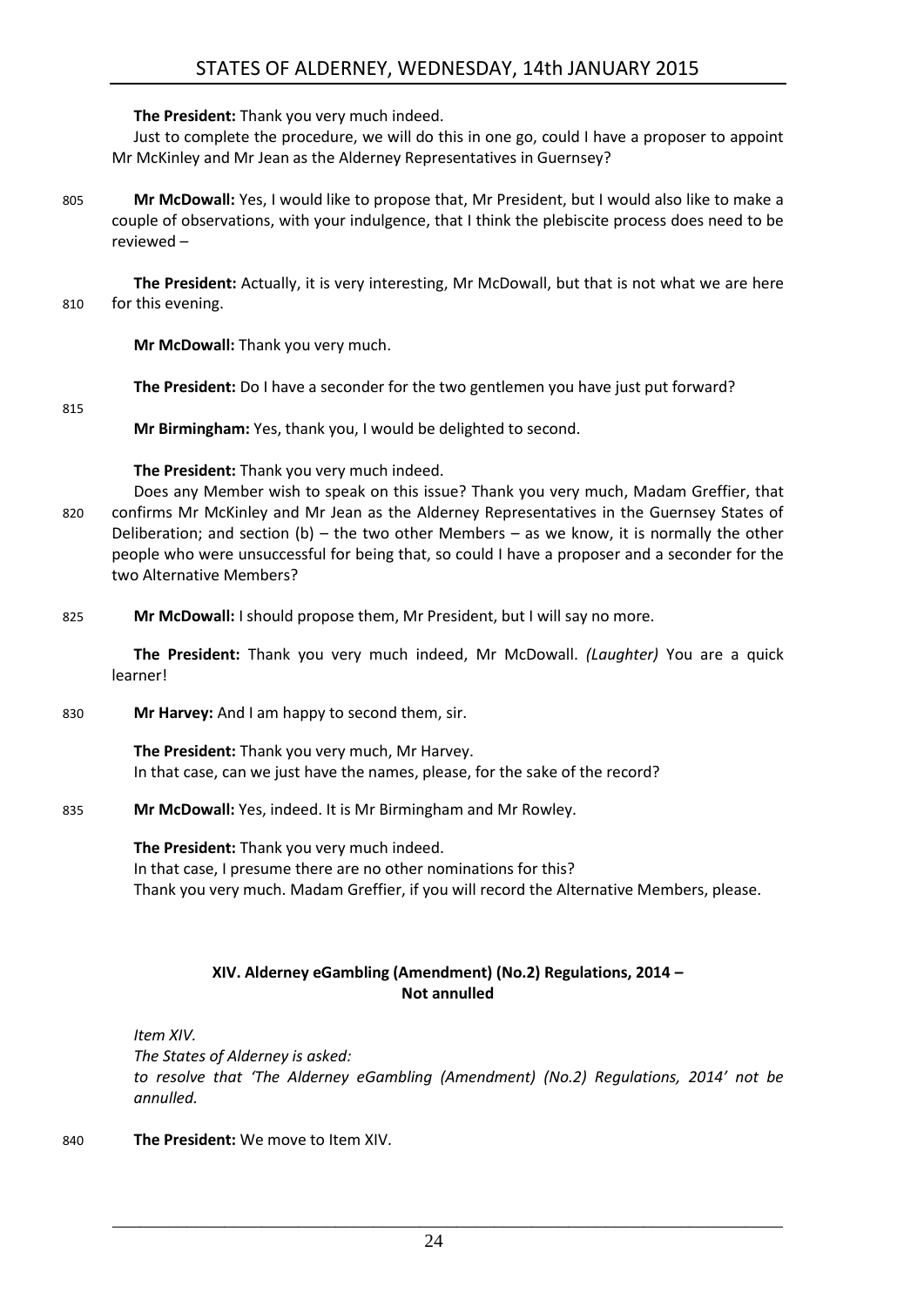**The President:** Thank you very much indeed.

Just to complete the procedure, we will do this in one go, could I have a proposer to appoint Mr McKinley and Mr Jean as the Alderney Representatives in Guernsey?

805 **Mr McDowall:** Yes, I would like to propose that, Mr President, but I would also like to make a couple of observations, with your indulgence, that I think the plebiscite process does need to be reviewed –

**The President:** Actually, it is very interesting, Mr McDowall, but that is not what we are here 810 for this evening.

**Mr McDowall:** Thank you very much.

**The President:** Do I have a seconder for the two gentlemen you have just put forward?

815

**Mr Birmingham:** Yes, thank you, I would be delighted to second.

**The President:** Thank you very much indeed.

Does any Member wish to speak on this issue? Thank you very much, Madam Greffier, that 820 confirms Mr McKinley and Mr Jean as the Alderney Representatives in the Guernsey States of Deliberation; and section (b) – the two other Members – as we know, it is normally the other people who were unsuccessful for being that, so could I have a proposer and a seconder for the two Alternative Members?

825 **Mr McDowall:** I should propose them, Mr President, but I will say no more.

**The President:** Thank you very much indeed, Mr McDowall. *(Laughter)* You are a quick learner!

830 **Mr Harvey:** And I am happy to second them, sir.

**The President:** Thank you very much, Mr Harvey.

In that case, can we just have the names, please, for the sake of the record?

835 **Mr McDowall:** Yes, indeed. It is Mr Birmingham and Mr Rowley.

**The President:** Thank you very much indeed.

In that case, I presume there are no other nominations for this?

Thank you very much. Madam Greffier, if you will record the Alternative Members, please.

### XIV. Alderney eGambling (Amendment) (No.2) Regulations, 2014 – Not annulled

*Item XIV.*

*The States of Alderney is asked:*

*to resolve that 'The Alderney eGambling (Amendment) (No.2) Regulations, 2014' not be annulled.*

840 **The President:** We move to Item XIV.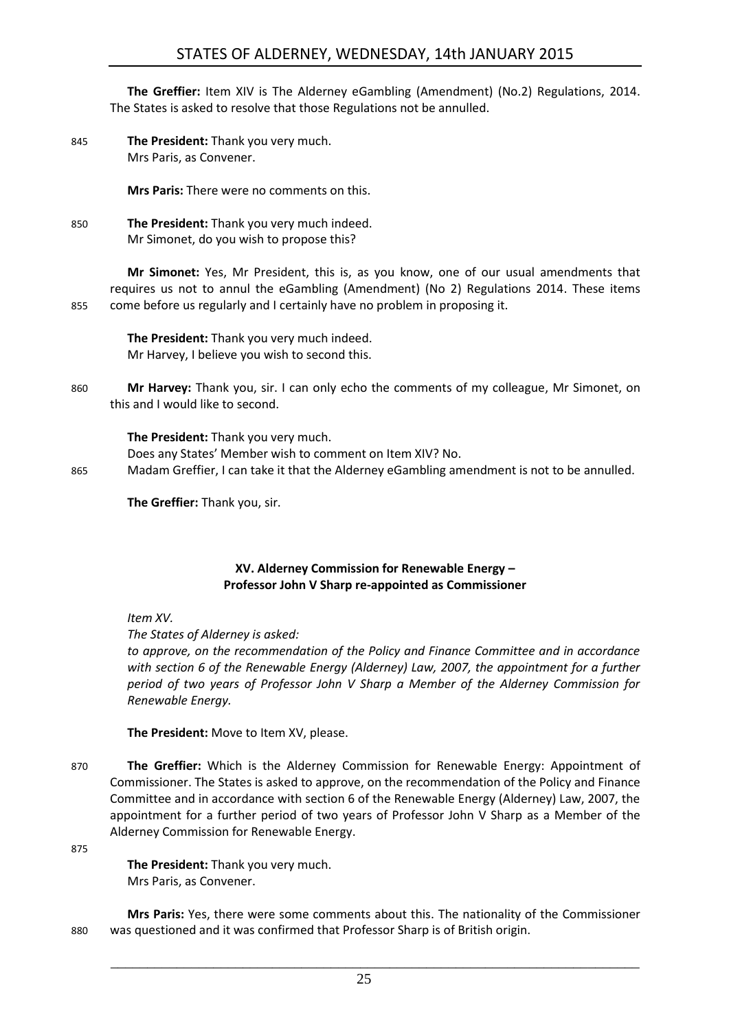**The Greffier:** Item XIV is The Alderney eGambling (Amendment) (No.2) Regulations, 2014. The States is asked to resolve that those Regulations not be annulled.

845 **The President:** Thank you very much.
Mrs Paris, as Convener.

**Mrs Paris:** There were no comments on this.

850 **The President:** Thank you very much indeed.
Mr Simonet, do you wish to propose this?

**Mr Simonet:** Yes, Mr President, this is, as you know, one of our usual amendments that requires us not to annul the eGambling (Amendment) (No 2) Regulations 2014. These items
855 come before us regularly and I certainly have no problem in proposing it.

**The President:** Thank you very much indeed.
Mr Harvey, I believe you wish to second this.

860 **Mr Harvey:** Thank you, sir. I can only echo the comments of my colleague, Mr Simonet, on this and I would like to second.

**The President:** Thank you very much.
Does any States' Member wish to comment on Item XIV? No.
865 Madam Greffier, I can take it that the Alderney eGambling amendment is not to be annulled.

**The Greffier:** Thank you, sir.

### XV. Alderney Commission for Renewable Energy – Professor John V Sharp re-appointed as Commissioner

*Item XV.*

*The States of Alderney is asked:*

*to approve, on the recommendation of the Policy and Finance Committee and in accordance with section 6 of the Renewable Energy (Alderney) Law, 2007, the appointment for a further period of two years of Professor John V Sharp a Member of the Alderney Commission for Renewable Energy.*

**The President:** Move to Item XV, please.

870 **The Greffier:** Which is the Alderney Commission for Renewable Energy: Appointment of Commissioner. The States is asked to approve, on the recommendation of the Policy and Finance Committee and in accordance with section 6 of the Renewable Energy (Alderney) Law, 2007, the appointment for a further period of two years of Professor John V Sharp as a Member of the Alderney Commission for Renewable Energy.

875

**The President:** Thank you very much.
Mrs Paris, as Convener.

**Mrs Paris:** Yes, there were some comments about this. The nationality of the Commissioner
880 was questioned and it was confirmed that Professor Sharp is of British origin.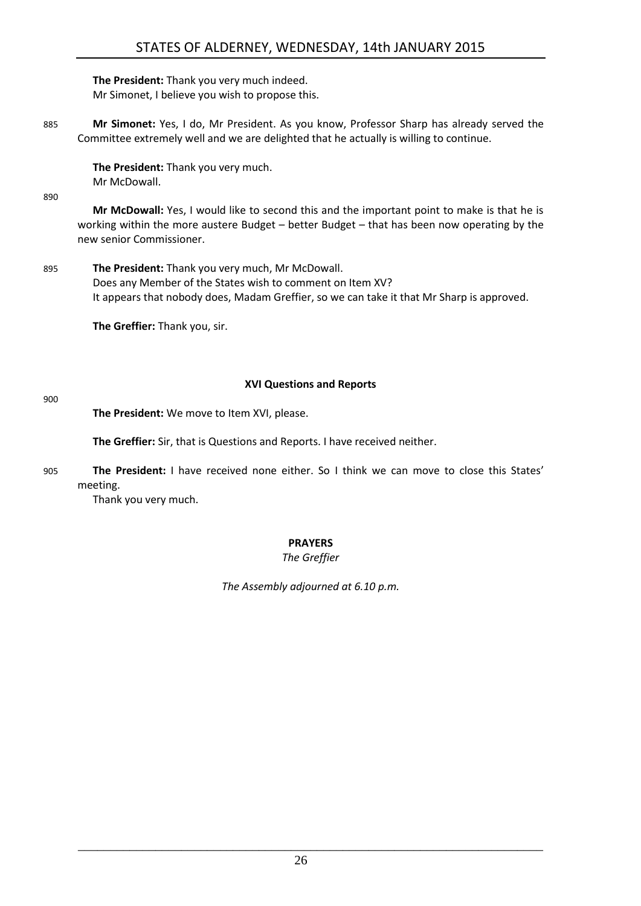**The President:** Thank you very much indeed.
Mr Simonet, I believe you wish to propose this.

**Mr Simonet:** Yes, I do, Mr President. As you know, Professor Sharp has already served the Committee extremely well and we are delighted that he actually is willing to continue.

**The President:** Thank you very much.
Mr McDowall.

**Mr McDowall:** Yes, I would like to second this and the important point to make is that he is working within the more austere Budget – better Budget – that has been now operating by the new senior Commissioner.

**The President:** Thank you very much, Mr McDowall.
Does any Member of the States wish to comment on Item XV?
It appears that nobody does, Madam Greffier, so we can take it that Mr Sharp is approved.

**The Greffier:** Thank you, sir.

## XVI Questions and Reports

**The President:** We move to Item XVI, please.

**The Greffier:** Sir, that is Questions and Reports. I have received neither.

**The President:** I have received none either. So I think we can move to close this States' meeting.
Thank you very much.

**PRAYERS**

*The Greffier*

*The Assembly adjourned at 6.10 p.m.*